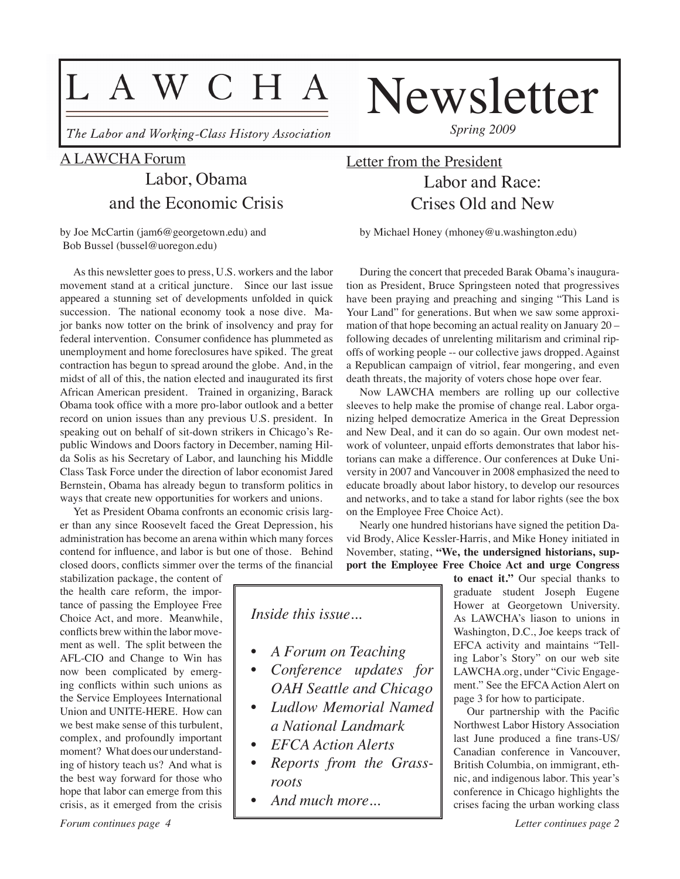# LAWCHA Newsletter

*The Labor and Working-Class History Association*

*Spring 2009*

## A LAWCHA Forum

### Labor, Obama and the Economic Crisis

by Joe McCartin (jam6@georgetown.edu) and Bob Bussel (bussel@uoregon.edu)

As this newsletter goes to press, U.S. workers and the labor movement stand at a critical juncture. Since our last issue appeared a stunning set of developments unfolded in quick succession. The national economy took a nose dive. Major banks now totter on the brink of insolvency and pray for federal intervention. Consumer confidence has plummeted as unemployment and home foreclosures have spiked. The great contraction has begun to spread around the globe. And, in the midst of all of this, the nation elected and inaugurated its first African American president. Trained in organizing, Barack Obama took office with a more pro-labor outlook and a better record on union issues than any previous U.S. president. In speaking out on behalf of sit-down strikers in Chicago's Republic Windows and Doors factory in December, naming Hilda Solis as his Secretary of Labor, and launching his Middle Class Task Force under the direction of labor economist Jared Bernstein, Obama has already begun to transform politics in ways that create new opportunities for workers and unions.

Yet as President Obama confronts an economic crisis larger than any since Roosevelt faced the Great Depression, his administration has become an arena within which many forces contend for influence, and labor is but one of those. Behind closed doors, conflicts simmer over the terms of the financial stabilization package, the content of the health care reform, the importance of passing the Employee Free Choice Act, and more. Meanwhile, conflicts brew within the labor movement as well. The split between the AFL-CIO and Change to Win has now been complicated by emerging conflicts within such unions as the Service Employees International Union and UNITE-HERE. How can we best make sense of this turbulent, complex, and profoundly important moment? What does our understanding of history teach us? And what is the best way forward for those who hope that labor can emerge from this crisis, as it emerged from the crisis

*Forum continues page 4*

## Letter from the President

### Labor and Race: Crises Old and New

by Michael Honey (mhoney@u.washington.edu)

During the concert that preceded Barak Obama's inauguration as President, Bruce Springsteen noted that progressives have been praying and preaching and singing "This Land is Your Land" for generations. But when we saw some approximation of that hope becoming an actual reality on January 20 – following decades of unrelenting militarism and criminal rip-offs of working people -- our collective jaws dropped. Against a Republican campaign of vitriol, fear mongering, and even death threats, the majority of voters chose hope over fear.

Now LAWCHA members are rolling up our collective sleeves to help make the promise of change real. Labor organizing helped democratize America in the Great Depression and New Deal, and it can do so again. Our own modest network of volunteer, unpaid efforts demonstrates that labor historians can make a difference. Our conferences at Duke University in 2007 and Vancouver in 2008 emphasized the need to educate broadly about labor history, to develop our resources and networks, and to take a stand for labor rights (see the box on the Employee Free Choice Act).

Nearly one hundred historians have signed the petition David Brody, Alice Kessler-Harris, and Mike Honey initiated in November, stating, **"We, the undersigned historians, support the Employee Free Choice Act and urge Congress to enact it."** Our special thanks to graduate student Joseph Eugene Hower at Georgetown University. As LAWCHA's liason to unions in Washington, D.C., Joe keeps track of EFCA activity and maintains "Telling Labor's Story" on our web site LAWCHA.org, under "Civic Engagement." See the EFCA Action Alert on page 3 for how to participate.

Our partnership with the Pacific Northwest Labor History Association last June produced a fine trans-US/Canadian conference in Vancouver, British Columbia, on immigrant, ethnic, and indigenous labor. This year's conference in Chicago highlights the crises facing the urban working class

*Letter continues page 2*

---

*Inside this issue…*

- *A Forum on Teaching*
- *Conference updates for OAH Seattle and Chicago*
- *Ludlow Memorial Named a National Landmark*
- *EFCA Action Alerts*
- *Reports from the Grassroots*
- *And much more…*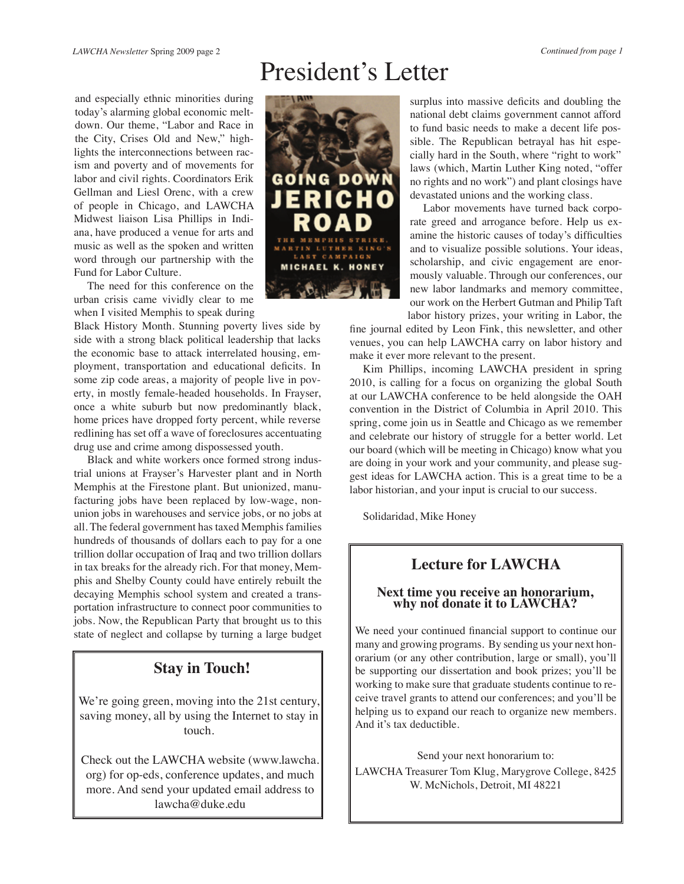# President's Letter

*Continued from page 1*

and especially ethnic minorities during today's alarming global economic meltdown. Our theme, "Labor and Race in the City, Crises Old and New," highlights the interconnections between racism and poverty and of movements for labor and civil rights. Coordinators Erik Gellman and Liesl Orenc, with a crew of people in Chicago, and LAWCHA Midwest liaison Lisa Phillips in Indiana, have produced a venue for arts and music as well as the spoken and written word through our partnership with the Fund for Labor Culture.

The need for this conference on the urban crisis came vividly clear to me when I visited Memphis to speak during Black History Month. Stunning poverty lives side by side with a strong black political leadership that lacks the economic base to attack interrelated housing, employment, transportation and educational deficits. In some zip code areas, a majority of people live in poverty, in mostly female-headed households. In Frayser, once a white suburb but now predominantly black, home prices have dropped forty percent, while reverse redlining has set off a wave of foreclosures accentuating drug use and crime among dispossessed youth.

Black and white workers once formed strong industrial unions at Frayser's Harvester plant and in North Memphis at the Firestone plant. But unionized, manufacturing jobs have been replaced by low-wage, non-union jobs in warehouses and service jobs, or no jobs at all. The federal government has taxed Memphis families hundreds of thousands of dollars each to pay for a one trillion dollar occupation of Iraq and two trillion dollars in tax breaks for the already rich. For that money, Memphis and Shelby County could have entirely rebuilt the decaying Memphis school system and created a transportation infrastructure to connect poor communities to jobs. Now, the Republican Party that brought us to this state of neglect and collapse by turning a large budget surplus into massive deficits and doubling the national debt claims government cannot afford to fund basic needs to make a decent life possible. The Republican betrayal has hit especially hard in the South, where "right to work" laws (which, Martin Luther King noted, "offer no rights and no work") and plant closings have devastated unions and the working class.

Labor movements have turned back corporate greed and arrogance before. Help us examine the historic causes of today's difficulties and to visualize possible solutions. Your ideas, scholarship, and civic engagement are enormously valuable. Through our conferences, our new labor landmarks and memory committee, our work on the Herbert Gutman and Philip Taft labor history prizes, your writing in Labor, the fine journal edited by Leon Fink, this newsletter, and other venues, you can help LAWCHA carry on labor history and make it ever more relevant to the present.

Kim Phillips, incoming LAWCHA president in spring 2010, is calling for a focus on organizing the global South at our LAWCHA conference to be held alongside the OAH convention in the District of Columbia in April 2010. This spring, come join us in Seattle and Chicago as we remember and celebrate our history of struggle for a better world. Let our board (which will be meeting in Chicago) know what you are doing in your work and your community, and please suggest ideas for LAWCHA action. This is a great time to be a labor historian, and your input is crucial to our success.

Solidaridad, Mike Honey

## Stay in Touch!

We're going green, moving into the 21st century, saving money, all by using the Internet to stay in touch.

Check out the LAWCHA website (www.lawcha.org) for op-eds, conference updates, and much more. And send your updated email address to lawcha@duke.edu

## Lecture for LAWCHA

### Next time you receive an honorarium, why not donate it to LAWCHA?

We need your continued financial support to continue our many and growing programs. By sending us your next honorarium (or any other contribution, large or small), you'll be supporting our dissertation and book prizes; you'll be working to make sure that graduate students continue to receive travel grants to attend our conferences; and you'll be helping us to expand our reach to organize new members. And it's tax deductible.

Send your next honorarium to:
LAWCHA Treasurer Tom Klug, Marygrove College, 8425 W. McNichols, Detroit, MI 48221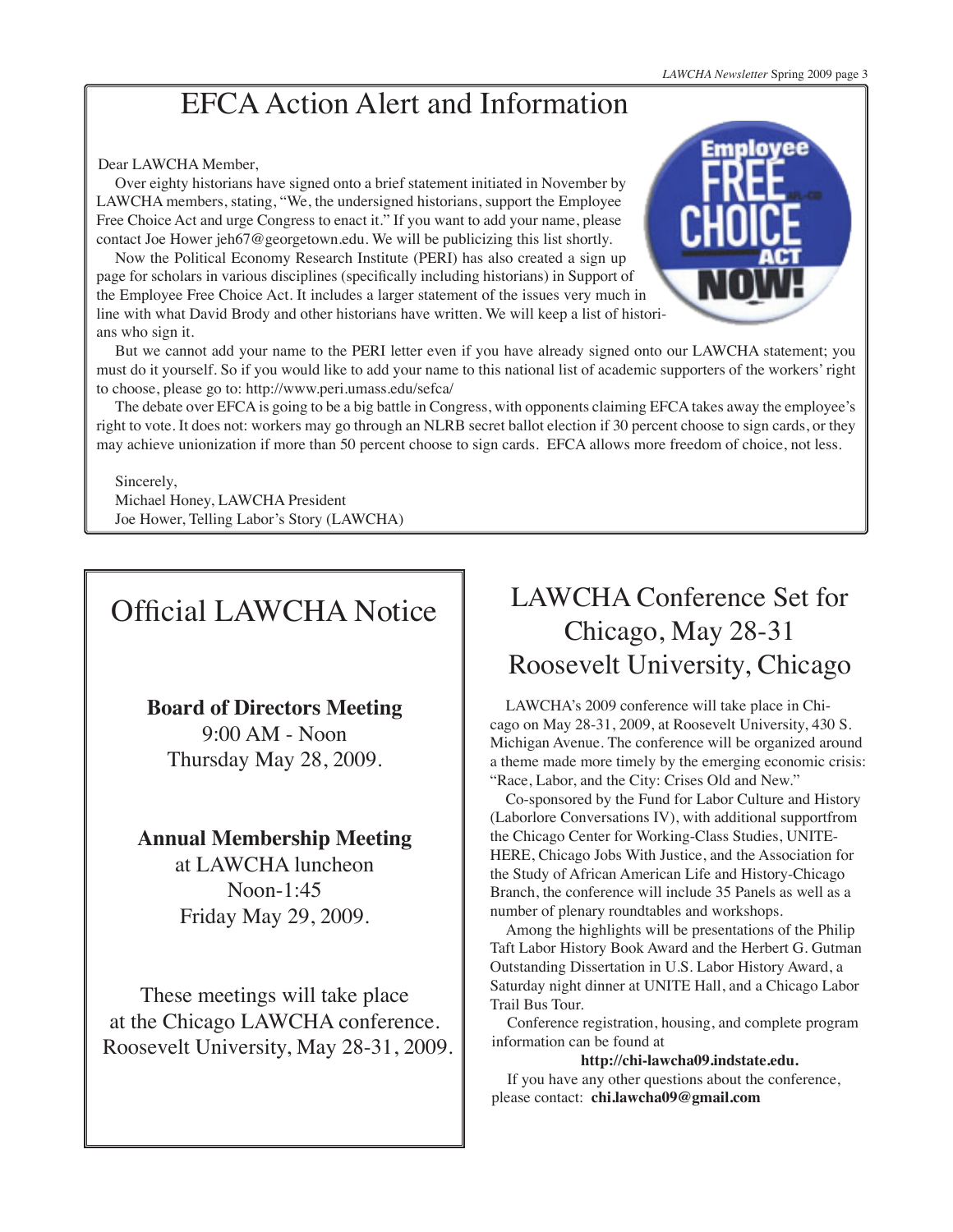# EFCA Action Alert and Information

Dear LAWCHA Member,

Over eighty historians have signed onto a brief statement initiated in November by LAWCHA members, stating, "We, the undersigned historians, support the Employee Free Choice Act and urge Congress to enact it." If you want to add your name, please contact Joe Hower jeh67@georgetown.edu. We will be publicizing this list shortly.

Now the Political Economy Research Institute (PERI) has also created a sign up page for scholars in various disciplines (specifically including historians) in Support of the Employee Free Choice Act. It includes a larger statement of the issues very much in line with what David Brody and other historians have written. We will keep a list of historians who sign it.

But we cannot add your name to the PERI letter even if you have already signed onto our LAWCHA statement; you must do it yourself. So if you would like to add your name to this national list of academic supporters of the workers' right to choose, please go to: http://www.peri.umass.edu/sefca/

The debate over EFCA is going to be a big battle in Congress, with opponents claiming EFCA takes away the employee's right to vote. It does not: workers may go through an NLRB secret ballot election if 30 percent choose to sign cards, or they may achieve unionization if more than 50 percent choose to sign cards. EFCA allows more freedom of choice, not less.

Sincerely,
Michael Honey, LAWCHA President
Joe Hower, Telling Labor's Story (LAWCHA)

# Official LAWCHA Notice

**Board of Directors Meeting**
9:00 AM - Noon
Thursday May 28, 2009.

**Annual Membership Meeting**
at LAWCHA luncheon
Noon-1:45
Friday May 29, 2009.

These meetings will take place at the Chicago LAWCHA conference. Roosevelt University, May 28-31, 2009.

# LAWCHA Conference Set for Chicago, May 28-31 Roosevelt University, Chicago

LAWCHA's 2009 conference will take place in Chicago on May 28-31, 2009, at Roosevelt University, 430 S. Michigan Avenue. The conference will be organized around a theme made more timely by the emerging economic crisis: "Race, Labor, and the City: Crises Old and New."

Co-sponsored by the Fund for Labor Culture and History (Laborlore Conversations IV), with additional supportfrom the Chicago Center for Working-Class Studies, UNITE-HERE, Chicago Jobs With Justice, and the Association for the Study of African American Life and History-Chicago Branch, the conference will include 35 Panels as well as a number of plenary roundtables and workshops.

Among the highlights will be presentations of the Philip Taft Labor History Book Award and the Herbert G. Gutman Outstanding Dissertation in U.S. Labor History Award, a Saturday night dinner at UNITE Hall, and a Chicago Labor Trail Bus Tour.

Conference registration, housing, and complete program information can be found at

**http://chi-lawcha09.indstate.edu.**

If you have any other questions about the conference, please contact: **chi.lawcha09@gmail.com**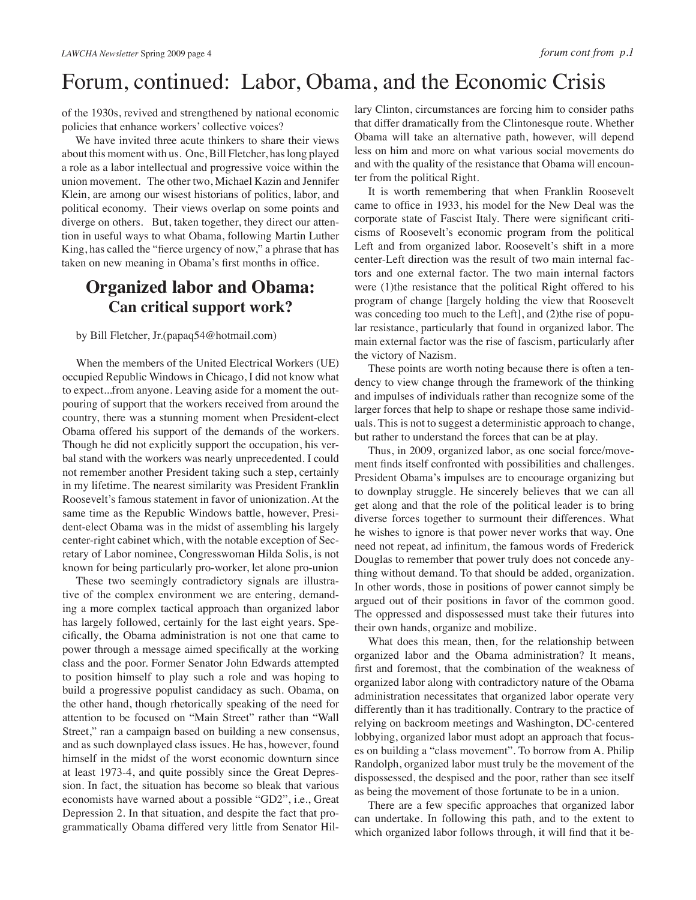# Forum, continued: Labor, Obama, and the Economic Crisis

of the 1930s, revived and strengthened by national economic policies that enhance workers' collective voices?

We have invited three acute thinkers to share their views about this moment with us. One, Bill Fletcher, has long played a role as a labor intellectual and progressive voice within the union movement. The other two, Michael Kazin and Jennifer Klein, are among our wisest historians of politics, labor, and political economy. Their views overlap on some points and diverge on others. But, taken together, they direct our attention in useful ways to what Obama, following Martin Luther King, has called the "fierce urgency of now," a phrase that has taken on new meaning in Obama's first months in office.

## Organized labor and Obama:
### Can critical support work?

by Bill Fletcher, Jr.(papaq54@hotmail.com)

When the members of the United Electrical Workers (UE) occupied Republic Windows in Chicago, I did not know what to expect...from anyone. Leaving aside for a moment the outpouring of support that the workers received from around the country, there was a stunning moment when President-elect Obama offered his support of the demands of the workers. Though he did not explicitly support the occupation, his verbal stand with the workers was nearly unprecedented. I could not remember another President taking such a step, certainly in my lifetime. The nearest similarity was President Franklin Roosevelt's famous statement in favor of unionization. At the same time as the Republic Windows battle, however, President-elect Obama was in the midst of assembling his largely center-right cabinet which, with the notable exception of Secretary of Labor nominee, Congresswoman Hilda Solis, is not known for being particularly pro-worker, let alone pro-union

These two seemingly contradictory signals are illustrative of the complex environment we are entering, demanding a more complex tactical approach than organized labor has largely followed, certainly for the last eight years. Specifically, the Obama administration is not one that came to power through a message aimed specifically at the working class and the poor. Former Senator John Edwards attempted to position himself to play such a role and was hoping to build a progressive populist candidacy as such. Obama, on the other hand, though rhetorically speaking of the need for attention to be focused on "Main Street" rather than "Wall Street," ran a campaign based on building a new consensus, and as such downplayed class issues. He has, however, found himself in the midst of the worst economic downturn since at least 1973-4, and quite possibly since the Great Depression. In fact, the situation has become so bleak that various economists have warned about a possible "GD2", i.e., Great Depression 2. In that situation, and despite the fact that programmatically Obama differed very little from Senator Hillary Clinton, circumstances are forcing him to consider paths that differ dramatically from the Clintonesque route. Whether Obama will take an alternative path, however, will depend less on him and more on what various social movements do and with the quality of the resistance that Obama will encounter from the political Right.

It is worth remembering that when Franklin Roosevelt came to office in 1933, his model for the New Deal was the corporate state of Fascist Italy. There were significant criticisms of Roosevelt's economic program from the political Left and from organized labor. Roosevelt's shift in a more center-Left direction was the result of two main internal factors and one external factor. The two main internal factors were (1)the resistance that the political Right offered to his program of change [largely holding the view that Roosevelt was conceding too much to the Left], and (2)the rise of popular resistance, particularly that found in organized labor. The main external factor was the rise of fascism, particularly after the victory of Nazism.

These points are worth noting because there is often a tendency to view change through the framework of the thinking and impulses of individuals rather than recognize some of the larger forces that help to shape or reshape those same individuals. This is not to suggest a deterministic approach to change, but rather to understand the forces that can be at play.

Thus, in 2009, organized labor, as one social force/movement finds itself confronted with possibilities and challenges. President Obama's impulses are to encourage organizing but to downplay struggle. He sincerely believes that we can all get along and that the role of the political leader is to bring diverse forces together to surmount their differences. What he wishes to ignore is that power never works that way. One need not repeat, ad infinitum, the famous words of Frederick Douglas to remember that power truly does not concede anything without demand. To that should be added, organization. In other words, those in positions of power cannot simply be argued out of their positions in favor of the common good. The oppressed and dispossessed must take their futures into their own hands, organize and mobilize.

What does this mean, then, for the relationship between organized labor and the Obama administration? It means, first and foremost, that the combination of the weakness of organized labor along with contradictory nature of the Obama administration necessitates that organized labor operate very differently than it has traditionally. Contrary to the practice of relying on backroom meetings and Washington, DC-centered lobbying, organized labor must adopt an approach that focuses on building a "class movement". To borrow from A. Philip Randolph, organized labor must truly be the movement of the dispossessed, the despised and the poor, rather than see itself as being the movement of those fortunate to be in a union.

There are a few specific approaches that organized labor can undertake. In following this path, and to the extent to which organized labor follows through, it will find that it be-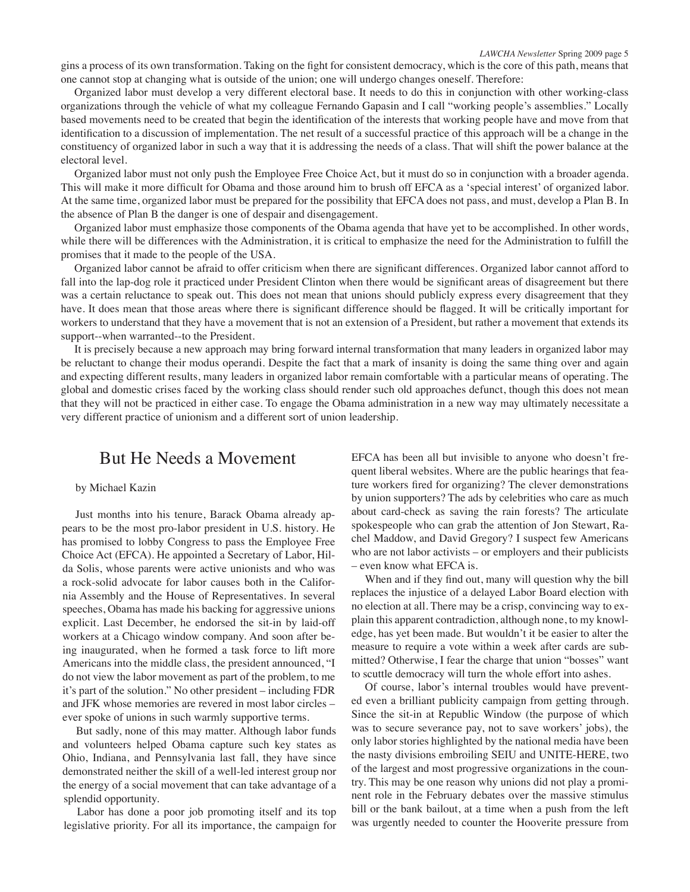gins a process of its own transformation. Taking on the fight for consistent democracy, which is the core of this path, means that one cannot stop at changing what is outside of the union; one will undergo changes oneself. Therefore:

Organized labor must develop a very different electoral base. It needs to do this in conjunction with other working-class organizations through the vehicle of what my colleague Fernando Gapasin and I call "working people's assemblies." Locally based movements need to be created that begin the identification of the interests that working people have and move from that identification to a discussion of implementation. The net result of a successful practice of this approach will be a change in the constituency of organized labor in such a way that it is addressing the needs of a class. That will shift the power balance at the electoral level.

Organized labor must not only push the Employee Free Choice Act, but it must do so in conjunction with a broader agenda. This will make it more difficult for Obama and those around him to brush off EFCA as a 'special interest' of organized labor. At the same time, organized labor must be prepared for the possibility that EFCA does not pass, and must, develop a Plan B. In the absence of Plan B the danger is one of despair and disengagement.

Organized labor must emphasize those components of the Obama agenda that have yet to be accomplished. In other words, while there will be differences with the Administration, it is critical to emphasize the need for the Administration to fulfill the promises that it made to the people of the USA.

Organized labor cannot be afraid to offer criticism when there are significant differences. Organized labor cannot afford to fall into the lap-dog role it practiced under President Clinton when there would be significant areas of disagreement but there was a certain reluctance to speak out. This does not mean that unions should publicly express every disagreement that they have. It does mean that those areas where there is significant difference should be flagged. It will be critically important for workers to understand that they have a movement that is not an extension of a President, but rather a movement that extends its support--when warranted--to the President.

It is precisely because a new approach may bring forward internal transformation that many leaders in organized labor may be reluctant to change their modus operandi. Despite the fact that a mark of insanity is doing the same thing over and again and expecting different results, many leaders in organized labor remain comfortable with a particular means of operating. The global and domestic crises faced by the working class should render such old approaches defunct, though this does not mean that they will not be practiced in either case. To engage the Obama administration in a new way may ultimately necessitate a very different practice of unionism and a different sort of union leadership.

## But He Needs a Movement

by Michael Kazin

Just months into his tenure, Barack Obama already appears to be the most pro-labor president in U.S. history. He has promised to lobby Congress to pass the Employee Free Choice Act (EFCA). He appointed a Secretary of Labor, Hilda Solis, whose parents were active unionists and who was a rock-solid advocate for labor causes both in the California Assembly and the House of Representatives. In several speeches, Obama has made his backing for aggressive unions explicit. Last December, he endorsed the sit-in by laid-off workers at a Chicago window company. And soon after being inaugurated, when he formed a task force to lift more Americans into the middle class, the president announced, "I do not view the labor movement as part of the problem, to me it's part of the solution." No other president – including FDR and JFK whose memories are revered in most labor circles – ever spoke of unions in such warmly supportive terms.

But sadly, none of this may matter. Although labor funds and volunteers helped Obama capture such key states as Ohio, Indiana, and Pennsylvania last fall, they have since demonstrated neither the skill of a well-led interest group nor the energy of a social movement that can take advantage of a splendid opportunity.

Labor has done a poor job promoting itself and its top legislative priority. For all its importance, the campaign for EFCA has been all but invisible to anyone who doesn't frequent liberal websites. Where are the public hearings that feature workers fired for organizing? The clever demonstrations by union supporters? The ads by celebrities who care as much about card-check as saving the rain forests? The articulate spokespeople who can grab the attention of Jon Stewart, Rachel Maddow, and David Gregory? I suspect few Americans who are not labor activists – or employers and their publicists – even know what EFCA is.

When and if they find out, many will question why the bill replaces the injustice of a delayed Labor Board election with no election at all. There may be a crisp, convincing way to explain this apparent contradiction, although none, to my knowledge, has yet been made. But wouldn't it be easier to alter the measure to require a vote within a week after cards are submitted? Otherwise, I fear the charge that union "bosses" want to scuttle democracy will turn the whole effort into ashes.

Of course, labor's internal troubles would have prevented even a brilliant publicity campaign from getting through. Since the sit-in at Republic Window (the purpose of which was to secure severance pay, not to save workers' jobs), the only labor stories highlighted by the national media have been the nasty divisions embroiling SEIU and UNITE-HERE, two of the largest and most progressive organizations in the country. This may be one reason why unions did not play a prominent role in the February debates over the massive stimulus bill or the bank bailout, at a time when a push from the left was urgently needed to counter the Hooverite pressure from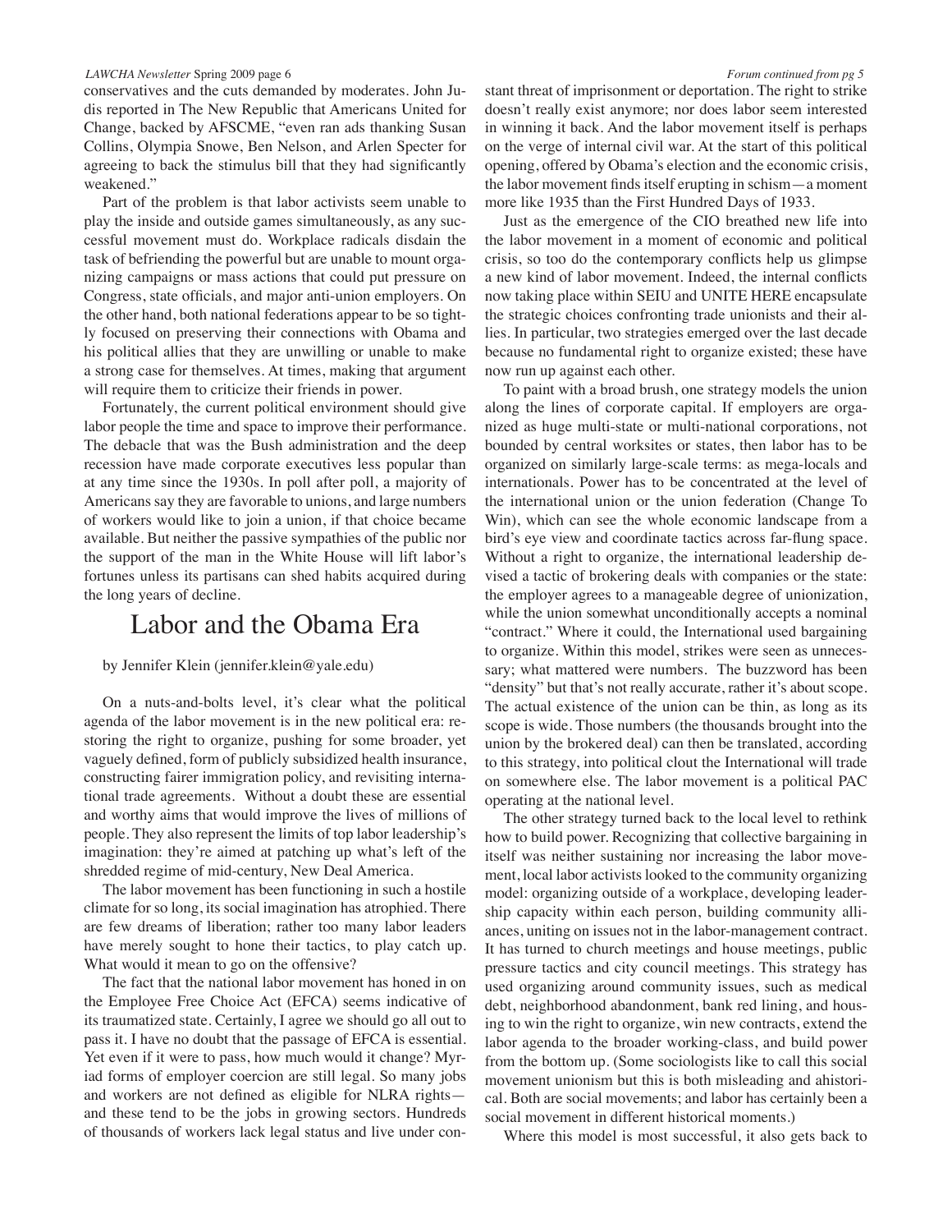conservatives and the cuts demanded by moderates. John Judis reported in The New Republic that Americans United for Change, backed by AFSCME, "even ran ads thanking Susan Collins, Olympia Snowe, Ben Nelson, and Arlen Specter for agreeing to back the stimulus bill that they had significantly weakened."

Part of the problem is that labor activists seem unable to play the inside and outside games simultaneously, as any successful movement must do. Workplace radicals disdain the task of befriending the powerful but are unable to mount organizing campaigns or mass actions that could put pressure on Congress, state officials, and major anti-union employers. On the other hand, both national federations appear to be so tightly focused on preserving their connections with Obama and his political allies that they are unwilling or unable to make a strong case for themselves. At times, making that argument will require them to criticize their friends in power.

Fortunately, the current political environment should give labor people the time and space to improve their performance. The debacle that was the Bush administration and the deep recession have made corporate executives less popular than at any time since the 1930s. In poll after poll, a majority of Americans say they are favorable to unions, and large numbers of workers would like to join a union, if that choice became available. But neither the passive sympathies of the public nor the support of the man in the White House will lift labor's fortunes unless its partisans can shed habits acquired during the long years of decline.

## Labor and the Obama Era

by Jennifer Klein (jennifer.klein@yale.edu)

On a nuts-and-bolts level, it's clear what the political agenda of the labor movement is in the new political era: restoring the right to organize, pushing for some broader, yet vaguely defined, form of publicly subsidized health insurance, constructing fairer immigration policy, and revisiting international trade agreements. Without a doubt these are essential and worthy aims that would improve the lives of millions of people. They also represent the limits of top labor leadership's imagination: they're aimed at patching up what's left of the shredded regime of mid-century, New Deal America.

The labor movement has been functioning in such a hostile climate for so long, its social imagination has atrophied. There are few dreams of liberation; rather too many labor leaders have merely sought to hone their tactics, to play catch up. What would it mean to go on the offensive?

The fact that the national labor movement has honed in on the Employee Free Choice Act (EFCA) seems indicative of its traumatized state. Certainly, I agree we should go all out to pass it. I have no doubt that the passage of EFCA is essential. Yet even if it were to pass, how much would it change? Myriad forms of employer coercion are still legal. So many jobs and workers are not defined as eligible for NLRA rights—and these tend to be the jobs in growing sectors. Hundreds of thousands of workers lack legal status and live under constant threat of imprisonment or deportation. The right to strike doesn't really exist anymore; nor does labor seem interested in winning it back. And the labor movement itself is perhaps on the verge of internal civil war. At the start of this political opening, offered by Obama's election and the economic crisis, the labor movement finds itself erupting in schism—a moment more like 1935 than the First Hundred Days of 1933.

Just as the emergence of the CIO breathed new life into the labor movement in a moment of economic and political crisis, so too do the contemporary conflicts help us glimpse a new kind of labor movement. Indeed, the internal conflicts now taking place within SEIU and UNITE HERE encapsulate the strategic choices confronting trade unionists and their allies. In particular, two strategies emerged over the last decade because no fundamental right to organize existed; these have now run up against each other.

To paint with a broad brush, one strategy models the union along the lines of corporate capital. If employers are organized as huge multi-state or multi-national corporations, not bounded by central worksites or states, then labor has to be organized on similarly large-scale terms: as mega-locals and internationals. Power has to be concentrated at the level of the international union or the union federation (Change To Win), which can see the whole economic landscape from a bird's eye view and coordinate tactics across far-flung space. Without a right to organize, the international leadership devised a tactic of brokering deals with companies or the state: the employer agrees to a manageable degree of unionization, while the union somewhat unconditionally accepts a nominal "contract." Where it could, the International used bargaining to organize. Within this model, strikes were seen as unnecessary; what mattered were numbers. The buzzword has been "density" but that's not really accurate, rather it's about scope. The actual existence of the union can be thin, as long as its scope is wide. Those numbers (the thousands brought into the union by the brokered deal) can then be translated, according to this strategy, into political clout the International will trade on somewhere else. The labor movement is a political PAC operating at the national level.

The other strategy turned back to the local level to rethink how to build power. Recognizing that collective bargaining in itself was neither sustaining nor increasing the labor movement, local labor activists looked to the community organizing model: organizing outside of a workplace, developing leadership capacity within each person, building community alliances, uniting on issues not in the labor-management contract. It has turned to church meetings and house meetings, public pressure tactics and city council meetings. This strategy has used organizing around community issues, such as medical debt, neighborhood abandonment, bank red lining, and housing to win the right to organize, win new contracts, extend the labor agenda to the broader working-class, and build power from the bottom up. (Some sociologists like to call this social movement unionism but this is both misleading and ahistorical. Both are social movements; and labor has certainly been a social movement in different historical moments.)

Where this model is most successful, it also gets back to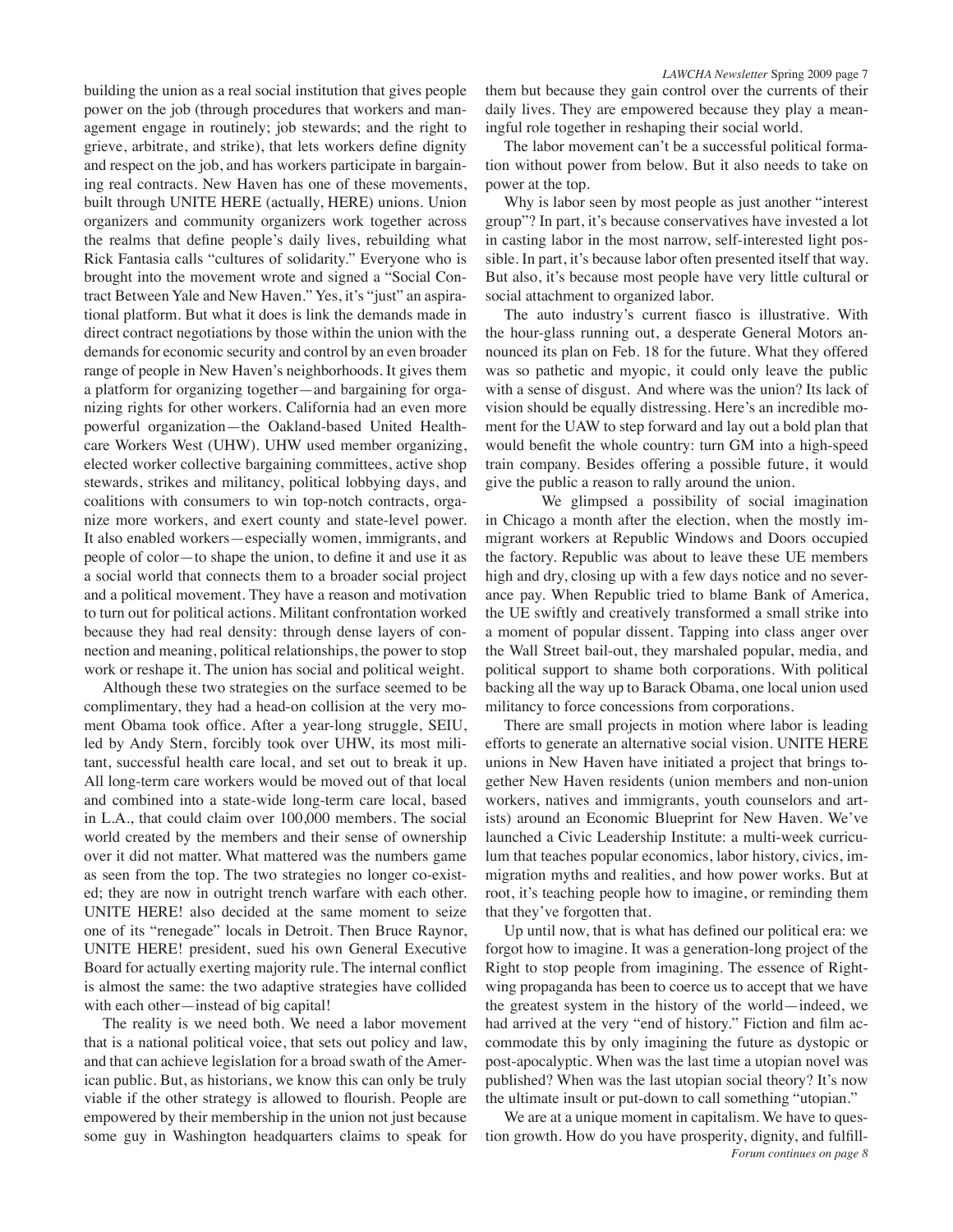building the union as a real social institution that gives people power on the job (through procedures that workers and management engage in routinely; job stewards; and the right to grieve, arbitrate, and strike), that lets workers define dignity and respect on the job, and has workers participate in bargaining real contracts. New Haven has one of these movements, built through UNITE HERE (actually, HERE) unions. Union organizers and community organizers work together across the realms that define people's daily lives, rebuilding what Rick Fantasia calls "cultures of solidarity." Everyone who is brought into the movement wrote and signed a "Social Contract Between Yale and New Haven." Yes, it's "just" an aspirational platform. But what it does is link the demands made in direct contract negotiations by those within the union with the demands for economic security and control by an even broader range of people in New Haven's neighborhoods. It gives them a platform for organizing together—and bargaining for organizing rights for other workers. California had an even more powerful organization—the Oakland-based United Healthcare Workers West (UHW). UHW used member organizing, elected worker collective bargaining committees, active shop stewards, strikes and militancy, political lobbying days, and coalitions with consumers to win top-notch contracts, organize more workers, and exert county and state-level power. It also enabled workers—especially women, immigrants, and people of color—to shape the union, to define it and use it as a social world that connects them to a broader social project and a political movement. They have a reason and motivation to turn out for political actions. Militant confrontation worked because they had real density: through dense layers of connection and meaning, political relationships, the power to stop work or reshape it. The union has social and political weight.

Although these two strategies on the surface seemed to be complimentary, they had a head-on collision at the very moment Obama took office. After a year-long struggle, SEIU, led by Andy Stern, forcibly took over UHW, its most militant, successful health care local, and set out to break it up. All long-term care workers would be moved out of that local and combined into a state-wide long-term care local, based in L.A., that could claim over 100,000 members. The social world created by the members and their sense of ownership over it did not matter. What mattered was the numbers game as seen from the top. The two strategies no longer co-existed; they are now in outright trench warfare with each other. UNITE HERE! also decided at the same moment to seize one of its "renegade" locals in Detroit. Then Bruce Raynor, UNITE HERE! president, sued his own General Executive Board for actually exerting majority rule. The internal conflict is almost the same: the two adaptive strategies have collided with each other—instead of big capital!

The reality is we need both. We need a labor movement that is a national political voice, that sets out policy and law, and that can achieve legislation for a broad swath of the American public. But, as historians, we know this can only be truly viable if the other strategy is allowed to flourish. People are empowered by their membership in the union not just because some guy in Washington headquarters claims to speak for them but because they gain control over the currents of their daily lives. They are empowered because they play a meaningful role together in reshaping their social world.

The labor movement can't be a successful political formation without power from below. But it also needs to take on power at the top.

Why is labor seen by most people as just another "interest group"? In part, it's because conservatives have invested a lot in casting labor in the most narrow, self-interested light possible. In part, it's because labor often presented itself that way. But also, it's because most people have very little cultural or social attachment to organized labor.

The auto industry's current fiasco is illustrative. With the hour-glass running out, a desperate General Motors announced its plan on Feb. 18 for the future. What they offered was so pathetic and myopic, it could only leave the public with a sense of disgust. And where was the union? Its lack of vision should be equally distressing. Here's an incredible moment for the UAW to step forward and lay out a bold plan that would benefit the whole country: turn GM into a high-speed train company. Besides offering a possible future, it would give the public a reason to rally around the union.

We glimpsed a possibility of social imagination in Chicago a month after the election, when the mostly immigrant workers at Republic Windows and Doors occupied the factory. Republic was about to leave these UE members high and dry, closing up with a few days notice and no severance pay. When Republic tried to blame Bank of America, the UE swiftly and creatively transformed a small strike into a moment of popular dissent. Tapping into class anger over the Wall Street bail-out, they marshaled popular, media, and political support to shame both corporations. With political backing all the way up to Barack Obama, one local union used militancy to force concessions from corporations.

There are small projects in motion where labor is leading efforts to generate an alternative social vision. UNITE HERE unions in New Haven have initiated a project that brings together New Haven residents (union members and non-union workers, natives and immigrants, youth counselors and artists) around an Economic Blueprint for New Haven. We've launched a Civic Leadership Institute: a multi-week curriculum that teaches popular economics, labor history, civics, immigration myths and realities, and how power works. But at root, it's teaching people how to imagine, or reminding them that they've forgotten that.

Up until now, that is what has defined our political era: we forgot how to imagine. It was a generation-long project of the Right to stop people from imagining. The essence of Right-wing propaganda has been to coerce us to accept that we have the greatest system in the history of the world—indeed, we had arrived at the very "end of history." Fiction and film accommodate this by only imagining the future as dystopic or post-apocalyptic. When was the last time a utopian novel was published? When was the last utopian social theory? It's now the ultimate insult or put-down to call something "utopian."

We are at a unique moment in capitalism. We have to question growth. How do you have prosperity, dignity, and fulfill-

*Forum continues on page 8*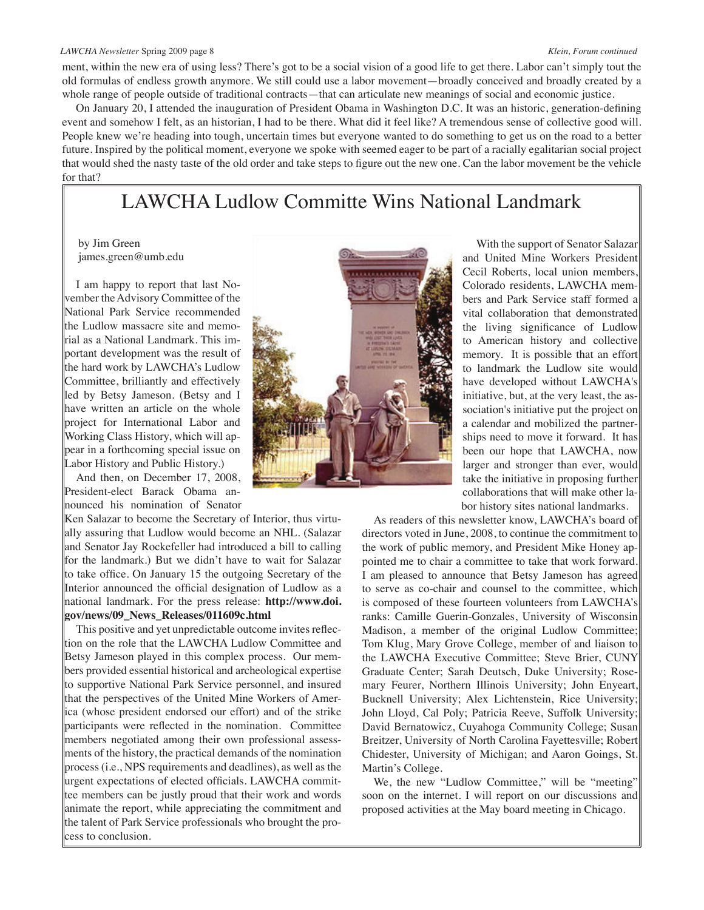ment, within the new era of using less? There's got to be a social vision of a good life to get there. Labor can't simply tout the old formulas of endless growth anymore. We still could use a labor movement—broadly conceived and broadly created by a whole range of people outside of traditional contracts—that can articulate new meanings of social and economic justice.

On January 20, I attended the inauguration of President Obama in Washington D.C. It was an historic, generation-defining event and somehow I felt, as an historian, I had to be there. What did it feel like? A tremendous sense of collective good will. People knew we're heading into tough, uncertain times but everyone wanted to do something to get us on the road to a better future. Inspired by the political moment, everyone we spoke with seemed eager to be part of a racially egalitarian social project that would shed the nasty taste of the old order and take steps to figure out the new one. Can the labor movement be the vehicle for that?

# LAWCHA Ludlow Committe Wins National Landmark

by Jim Green
james.green@umb.edu

I am happy to report that last November the Advisory Committee of the National Park Service recommended the Ludlow massacre site and memorial as a National Landmark. This important development was the result of the hard work by LAWCHA's Ludlow Committee, brilliantly and effectively led by Betsy Jameson. (Betsy and I have written an article on the whole project for International Labor and Working Class History, which will appear in a forthcoming special issue on Labor History and Public History.)

And then, on December 17, 2008, President-elect Barack Obama announced his nomination of Senator Ken Salazar to become the Secretary of Interior, thus virtually assuring that Ludlow would become an NHL. (Salazar and Senator Jay Rockefeller had introduced a bill to calling for the landmark.) But we didn't have to wait for Salazar to take office. On January 15 the outgoing Secretary of the Interior announced the official designation of Ludlow as a national landmark. For the press release: **http://www.doi.gov/news/09_News_Releases/011609c.html**

This positive and yet unpredictable outcome invites reflection on the role that the LAWCHA Ludlow Committee and Betsy Jameson played in this complex process. Our members provided essential historical and archeological expertise to supportive National Park Service personnel, and insured that the perspectives of the United Mine Workers of America (whose president endorsed our effort) and of the strike participants were reflected in the nomination. Committee members negotiated among their own professional assessments of the history, the practical demands of the nomination process (i.e., NPS requirements and deadlines), as well as the urgent expectations of elected officials. LAWCHA committee members can be justly proud that their work and words animate the report, while appreciating the commitment and the talent of Park Service professionals who brought the process to conclusion.

With the support of Senator Salazar and United Mine Workers President Cecil Roberts, local union members, Colorado residents, LAWCHA members and Park Service staff formed a vital collaboration that demonstrated the living significance of Ludlow to American history and collective memory. It is possible that an effort to landmark the Ludlow site would have developed without LAWCHA's initiative, but, at the very least, the association's initiative put the project on a calendar and mobilized the partnerships need to move it forward. It has been our hope that LAWCHA, now larger and stronger than ever, would take the initiative in proposing further collaborations that will make other labor history sites national landmarks.

As readers of this newsletter know, LAWCHA's board of directors voted in June, 2008, to continue the commitment to the work of public memory, and President Mike Honey appointed me to chair a committee to take that work forward. I am pleased to announce that Betsy Jameson has agreed to serve as co-chair and counsel to the committee, which is composed of these fourteen volunteers from LAWCHA's ranks: Camille Guerin-Gonzales, University of Wisconsin Madison, a member of the original Ludlow Committee; Tom Klug, Mary Grove College, member of and liaison to the LAWCHA Executive Committee; Steve Brier, CUNY Graduate Center; Sarah Deutsch, Duke University; Rosemary Feurer, Northern Illinois University; John Enyeart, Bucknell University; Alex Lichtenstein, Rice University; John Lloyd, Cal Poly; Patricia Reeve, Suffolk University; David Bernatowicz, Cuyahoga Community College; Susan Breitzer, University of North Carolina Fayettesville; Robert Chidester, University of Michigan; and Aaron Goings, St. Martin's College.

We, the new "Ludlow Committee," will be "meeting" soon on the internet. I will report on our discussions and proposed activities at the May board meeting in Chicago.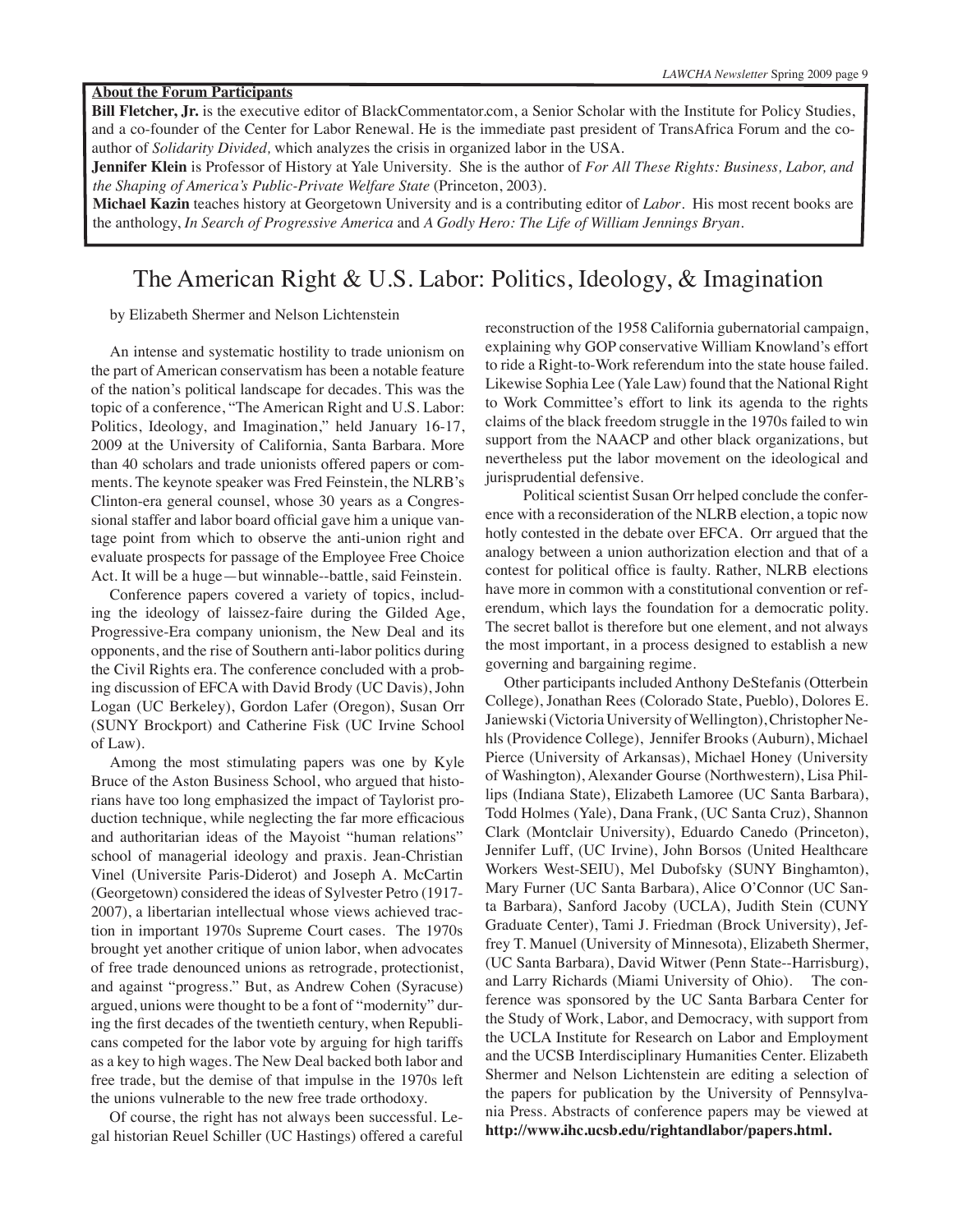**About the Forum Participants**

**Bill Fletcher, Jr.** is the executive editor of BlackCommentator.com, a Senior Scholar with the Institute for Policy Studies, and a co-founder of the Center for Labor Renewal. He is the immediate past president of TransAfrica Forum and the co-author of *Solidarity Divided,* which analyzes the crisis in organized labor in the USA.

**Jennifer Klein** is Professor of History at Yale University. She is the author of *For All These Rights: Business, Labor, and the Shaping of America's Public-Private Welfare State* (Princeton, 2003).

**Michael Kazin** teaches history at Georgetown University and is a contributing editor of *Labor*. His most recent books are the anthology, *In Search of Progressive America* and *A Godly Hero: The Life of William Jennings Bryan*.

# The American Right & U.S. Labor: Politics, Ideology, & Imagination

by Elizabeth Shermer and Nelson Lichtenstein

An intense and systematic hostility to trade unionism on the part of American conservatism has been a notable feature of the nation's political landscape for decades. This was the topic of a conference, "The American Right and U.S. Labor: Politics, Ideology, and Imagination," held January 16-17, 2009 at the University of California, Santa Barbara. More than 40 scholars and trade unionists offered papers or comments. The keynote speaker was Fred Feinstein, the NLRB's Clinton-era general counsel, whose 30 years as a Congressional staffer and labor board official gave him a unique vantage point from which to observe the anti-union right and evaluate prospects for passage of the Employee Free Choice Act. It will be a huge—but winnable--battle, said Feinstein.

Conference papers covered a variety of topics, including the ideology of laissez-faire during the Gilded Age, Progressive-Era company unionism, the New Deal and its opponents, and the rise of Southern anti-labor politics during the Civil Rights era. The conference concluded with a probing discussion of EFCA with David Brody (UC Davis), John Logan (UC Berkeley), Gordon Lafer (Oregon), Susan Orr (SUNY Brockport) and Catherine Fisk (UC Irvine School of Law).

Among the most stimulating papers was one by Kyle Bruce of the Aston Business School, who argued that historians have too long emphasized the impact of Taylorist production technique, while neglecting the far more efficacious and authoritarian ideas of the Mayoist "human relations" school of managerial ideology and praxis. Jean-Christian Vinel (Universite Paris-Diderot) and Joseph A. McCartin (Georgetown) considered the ideas of Sylvester Petro (1917-2007), a libertarian intellectual whose views achieved traction in important 1970s Supreme Court cases. The 1970s brought yet another critique of union labor, when advocates of free trade denounced unions as retrograde, protectionist, and against "progress." But, as Andrew Cohen (Syracuse) argued, unions were thought to be a font of "modernity" during the first decades of the twentieth century, when Republicans competed for the labor vote by arguing for high tariffs as a key to high wages. The New Deal backed both labor and free trade, but the demise of that impulse in the 1970s left the unions vulnerable to the new free trade orthodoxy.

Of course, the right has not always been successful. Legal historian Reuel Schiller (UC Hastings) offered a careful reconstruction of the 1958 California gubernatorial campaign, explaining why GOP conservative William Knowland's effort to ride a Right-to-Work referendum into the state house failed. Likewise Sophia Lee (Yale Law) found that the National Right to Work Committee's effort to link its agenda to the rights claims of the black freedom struggle in the 1970s failed to win support from the NAACP and other black organizations, but nevertheless put the labor movement on the ideological and jurisprudential defensive.

Political scientist Susan Orr helped conclude the conference with a reconsideration of the NLRB election, a topic now hotly contested in the debate over EFCA. Orr argued that the analogy between a union authorization election and that of a contest for political office is faulty. Rather, NLRB elections have more in common with a constitutional convention or referendum, which lays the foundation for a democratic polity. The secret ballot is therefore but one element, and not always the most important, in a process designed to establish a new governing and bargaining regime.

Other participants included Anthony DeStefanis (Otterbein College), Jonathan Rees (Colorado State, Pueblo), Dolores E. Janiewski (Victoria University of Wellington), Christopher Nehls (Providence College), Jennifer Brooks (Auburn), Michael Pierce (University of Arkansas), Michael Honey (University of Washington), Alexander Gourse (Northwestern), Lisa Phillips (Indiana State), Elizabeth Lamoree (UC Santa Barbara), Todd Holmes (Yale), Dana Frank, (UC Santa Cruz), Shannon Clark (Montclair University), Eduardo Canedo (Princeton), Jennifer Luff, (UC Irvine), John Borsos (United Healthcare Workers West-SEIU), Mel Dubofsky (SUNY Binghamton), Mary Furner (UC Santa Barbara), Alice O'Connor (UC Santa Barbara), Sanford Jacoby (UCLA), Judith Stein (CUNY Graduate Center), Tami J. Friedman (Brock University), Jeffrey T. Manuel (University of Minnesota), Elizabeth Shermer, (UC Santa Barbara), David Witwer (Penn State--Harrisburg), and Larry Richards (Miami University of Ohio). The conference was sponsored by the UC Santa Barbara Center for the Study of Work, Labor, and Democracy, with support from the UCLA Institute for Research on Labor and Employment and the UCSB Interdisciplinary Humanities Center. Elizabeth Shermer and Nelson Lichtenstein are editing a selection of the papers for publication by the University of Pennsylvania Press. Abstracts of conference papers may be viewed at **http://www.ihc.ucsb.edu/rightandlabor/papers.html.**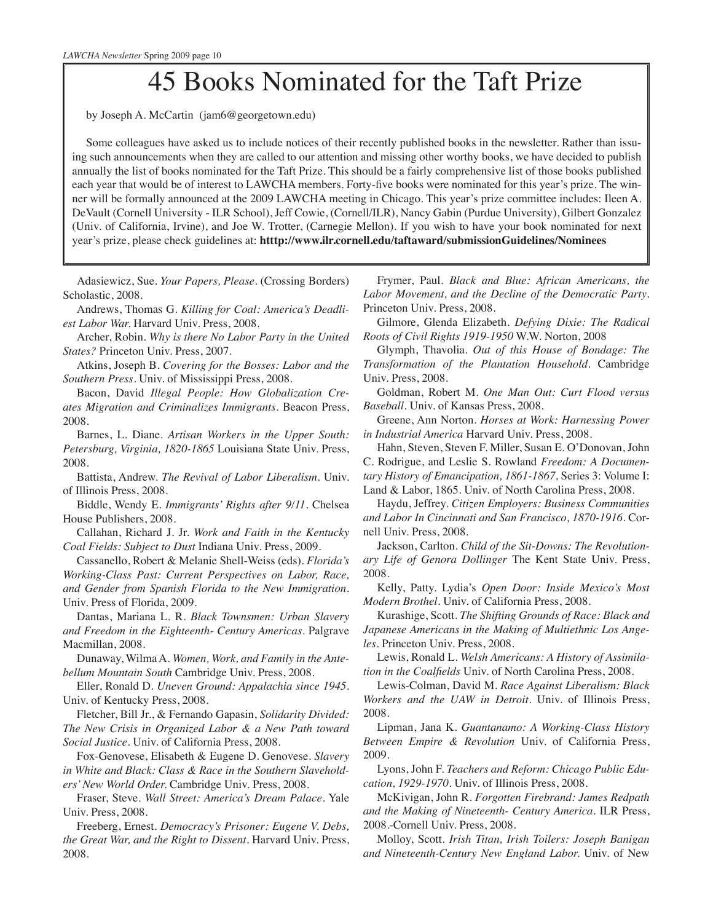# 45 Books Nominated for the Taft Prize

by Joseph A. McCartin (jam6@georgetown.edu)

Some colleagues have asked us to include notices of their recently published books in the newsletter. Rather than issuing such announcements when they are called to our attention and missing other worthy books, we have decided to publish annually the list of books nominated for the Taft Prize. This should be a fairly comprehensive list of those books published each year that would be of interest to LAWCHA members. Forty-five books were nominated for this year's prize. The winner will be formally announced at the 2009 LAWCHA meeting in Chicago. This year's prize committee includes: Ileen A. DeVault (Cornell University - ILR School), Jeff Cowie, (Cornell/ILR), Nancy Gabin (Purdue University), Gilbert Gonzalez (Univ. of California, Irvine), and Joe W. Trotter, (Carnegie Mellon). If you wish to have your book nominated for next year's prize, please check guidelines at: **htttp://www.ilr.cornell.edu/taftaward/submissionGuidelines/Nominees**

Adasiewicz, Sue. *Your Papers, Please*. (Crossing Borders) Scholastic, 2008.

Andrews, Thomas G. *Killing for Coal: America's Deadliest Labor War.* Harvard Univ. Press, 2008.

Archer, Robin. *Why is there No Labor Party in the United States?* Princeton Univ. Press, 2007.

Atkins, Joseph B. *Covering for the Bosses: Labor and the Southern Press*. Univ. of Mississippi Press, 2008.

Bacon, David *Illegal People: How Globalization Creates Migration and Criminalizes Immigrants*. Beacon Press, 2008.

Barnes, L. Diane. *Artisan Workers in the Upper South: Petersburg, Virginia, 1820-1865* Louisiana State Univ. Press, 2008.

Battista, Andrew. *The Revival of Labor Liberalism*. Univ. of Illinois Press, 2008.

Biddle, Wendy E. *Immigrants' Rights after 9/11*. Chelsea House Publishers, 2008.

Callahan, Richard J. Jr. *Work and Faith in the Kentucky Coal Fields: Subject to Dust* Indiana Univ. Press, 2009.

Cassanello, Robert & Melanie Shell-Weiss (eds). *Florida's Working-Class Past: Current Perspectives on Labor, Race, and Gender from Spanish Florida to the New Immigration*. Univ. Press of Florida, 2009.

Dantas, Mariana L. R. *Black Townsmen: Urban Slavery and Freedom in the Eighteenth- Century Americas*. Palgrave Macmillan, 2008.

Dunaway, Wilma A. *Women, Work, and Family in the Antebellum Mountain South* Cambridge Univ. Press, 2008.

Eller, Ronald D. *Uneven Ground: Appalachia since 1945*. Univ. of Kentucky Press, 2008.

Fletcher, Bill Jr., & Fernando Gapasin, *Solidarity Divided: The New Crisis in Organized Labor & a New Path toward Social Justice*. Univ. of California Press, 2008.

Fox-Genovese, Elisabeth & Eugene D. Genovese. *Slavery in White and Black: Class & Race in the Southern Slaveholders' New World Order.* Cambridge Univ. Press, 2008.

Fraser, Steve. *Wall Street: America's Dream Palace*. Yale Univ. Press, 2008.

Freeberg, Ernest. *Democracy's Prisoner: Eugene V. Debs, the Great War, and the Right to Dissent*. Harvard Univ. Press, 2008.

Frymer, Paul. *Black and Blue: African Americans, the Labor Movement, and the Decline of the Democratic Party*. Princeton Univ. Press, 2008.

Gilmore, Glenda Elizabeth. *Defying Dixie: The Radical Roots of Civil Rights 1919-1950* W.W. Norton, 2008

Glymph, Thavolia. *Out of this House of Bondage: The Transformation of the Plantation Household*. Cambridge Univ. Press, 2008.

Goldman, Robert M. *One Man Out: Curt Flood versus Baseball*. Univ. of Kansas Press, 2008.

Greene, Ann Norton. *Horses at Work: Harnessing Power in Industrial America* Harvard Univ. Press, 2008.

Hahn, Steven, Steven F. Miller, Susan E. O'Donovan, John C. Rodrigue, and Leslie S. Rowland *Freedom: A Documentary History of Emancipation, 1861-1867,* Series 3: Volume I: Land & Labor, 1865. Univ. of North Carolina Press, 2008.

Haydu, Jeffrey. *Citizen Employers: Business Communities and Labor In Cincinnati and San Francisco, 1870-1916*. Cornell Univ. Press, 2008.

Jackson, Carlton. *Child of the Sit-Downs: The Revolutionary Life of Genora Dollinger* The Kent State Univ. Press, 2008.

Kelly, Patty. Lydia's *Open Door: Inside Mexico's Most Modern Brothel*. Univ. of California Press, 2008.

Kurashige, Scott. *The Shifting Grounds of Race: Black and Japanese Americans in the Making of Multiethnic Los Angeles*. Princeton Univ. Press, 2008.

Lewis, Ronald L. *Welsh Americans: A History of Assimilation in the Coalfields* Univ. of North Carolina Press, 2008.

Lewis-Colman, David M. *Race Against Liberalism: Black Workers and the UAW in Detroit*. Univ. of Illinois Press, 2008.

Lipman, Jana K. *Guantanamo: A Working-Class History Between Empire & Revolution* Univ. of California Press, 2009.

Lyons, John F. *Teachers and Reform: Chicago Public Education, 1929-1970*. Univ. of Illinois Press, 2008.

McKivigan, John R. *Forgotten Firebrand: James Redpath and the Making of Nineteenth- Century America*. ILR Press, 2008.-Cornell Univ. Press, 2008.

Molloy, Scott. *Irish Titan, Irish Toilers: Joseph Banigan and Nineteenth-Century New England Labor.* Univ. of New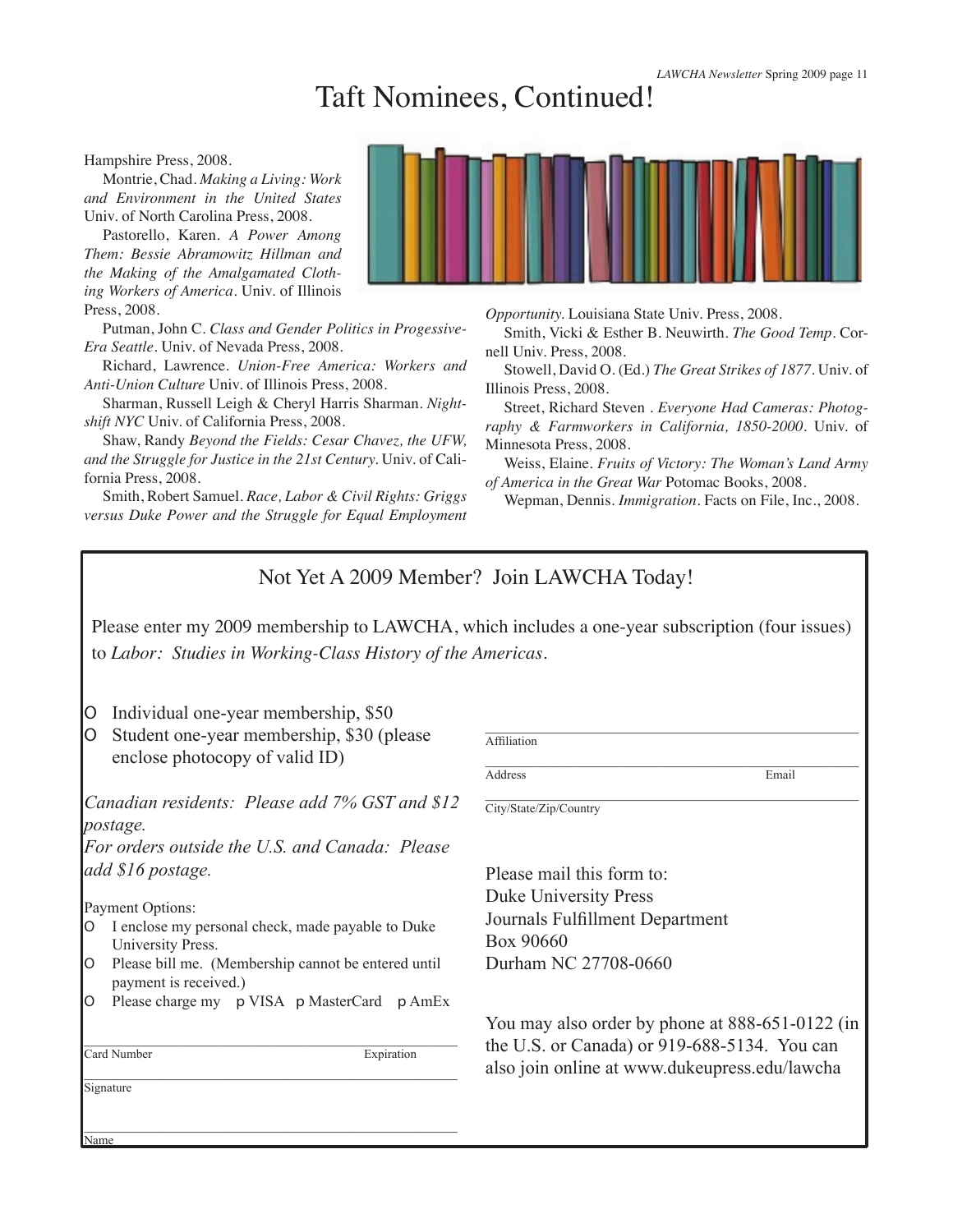# Taft Nominees, Continued!

Hampshire Press, 2008.

Montrie, Chad. *Making a Living: Work and Environment in the United States* Univ. of North Carolina Press, 2008.

Pastorello, Karen. *A Power Among Them: Bessie Abramowitz Hillman and the Making of the Amalgamated Clothing Workers of America*. Univ. of Illinois Press, 2008.

Putman, John C. *Class and Gender Politics in Progessive-Era Seattle*. Univ. of Nevada Press, 2008.

Richard, Lawrence. *Union-Free America: Workers and Anti-Union Culture* Univ. of Illinois Press, 2008.

Sharman, Russell Leigh & Cheryl Harris Sharman. *Nightshift NYC* Univ. of California Press, 2008.

Shaw, Randy *Beyond the Fields: Cesar Chavez, the UFW, and the Struggle for Justice in the 21st Century*. Univ. of California Press, 2008.

Smith, Robert Samuel. *Race, Labor & Civil Rights: Griggs versus Duke Power and the Struggle for Equal Employment Opportunity*. Louisiana State Univ. Press, 2008.

Smith, Vicki & Esther B. Neuwirth. *The Good Temp*. Cornell Univ. Press, 2008.

Stowell, David O. (Ed.) *The Great Strikes of 1877*. Univ. of Illinois Press, 2008.

Street, Richard Steven . *Everyone Had Cameras: Photography & Farmworkers in California, 1850-2000*. Univ. of Minnesota Press, 2008.

Weiss, Elaine. *Fruits of Victory: The Woman's Land Army of America in the Great War* Potomac Books, 2008.

Wepman, Dennis. *Immigration*. Facts on File, Inc., 2008.

## Not Yet A 2009 Member? Join LAWCHA Today!

Please enter my 2009 membership to LAWCHA, which includes a one-year subscription (four issues) to *Labor: Studies in Working-Class History of the Americas*.

- O Individual one-year membership, $50
- O Student one-year membership, $30 (please enclose photocopy of valid ID)

*Canadian residents: Please add 7% GST and $12 postage.*
*For orders outside the U.S. and Canada: Please add $16 postage.*

Payment Options:

- O I enclose my personal check, made payable to Duke University Press.
- O Please bill me. (Membership cannot be entered until payment is received.)
- O Please charge my p VISA p MasterCard p AmEx

Card Number ____________ Expiration ____________

Signature ____________

Name ____________

Affiliation ____________

Address ____________ Email ____________

City/State/Zip/Country ____________

Please mail this form to:
Duke University Press
Journals Fulfillment Department
Box 90660
Durham NC 27708-0660

You may also order by phone at 888-651-0122 (in the U.S. or Canada) or 919-688-5134. You can also join online at www.dukeupress.edu/lawcha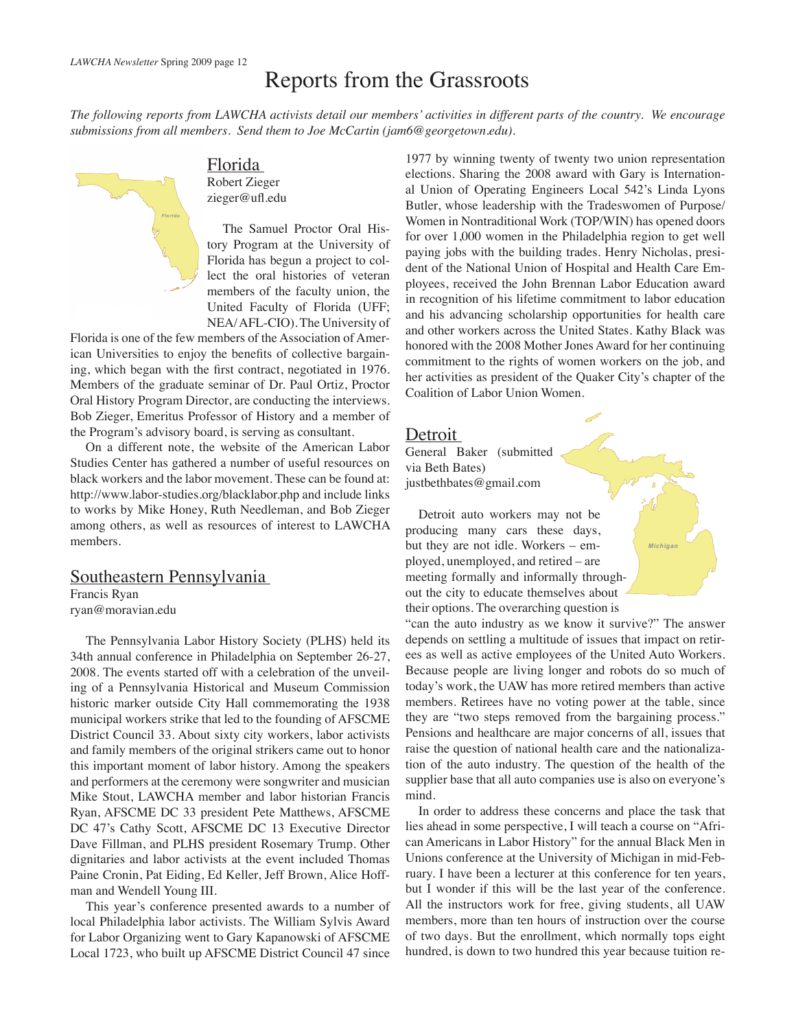# Reports from the Grassroots

*The following reports from LAWCHA activists detail our members' activities in different parts of the country. We encourage submissions from all members. Send them to Joe McCartin (jam6@georgetown.edu).*

## Florida

Robert Zieger
zieger@ufl.edu

The Samuel Proctor Oral History Program at the University of Florida has begun a project to collect the oral histories of veteran members of the faculty union, the United Faculty of Florida (UFF; NEA/AFL-CIO). The University of Florida is one of the few members of the Association of American Universities to enjoy the benefits of collective bargaining, which began with the first contract, negotiated in 1976. Members of the graduate seminar of Dr. Paul Ortiz, Proctor Oral History Program Director, are conducting the interviews. Bob Zieger, Emeritus Professor of History and a member of the Program's advisory board, is serving as consultant.

On a different note, the website of the American Labor Studies Center has gathered a number of useful resources on black workers and the labor movement. These can be found at: http://www.labor-studies.org/blacklabor.php and include links to works by Mike Honey, Ruth Needleman, and Bob Zieger among others, as well as resources of interest to LAWCHA members.

## Southeastern Pennsylvania

Francis Ryan
ryan@moravian.edu

The Pennsylvania Labor History Society (PLHS) held its 34th annual conference in Philadelphia on September 26-27, 2008. The events started off with a celebration of the unveiling of a Pennsylvania Historical and Museum Commission historic marker outside City Hall commemorating the 1938 municipal workers strike that led to the founding of AFSCME District Council 33. About sixty city workers, labor activists and family members of the original strikers came out to honor this important moment of labor history. Among the speakers and performers at the ceremony were songwriter and musician Mike Stout, LAWCHA member and labor historian Francis Ryan, AFSCME DC 33 president Pete Matthews, AFSCME DC 47's Cathy Scott, AFSCME DC 13 Executive Director Dave Fillman, and PLHS president Rosemary Trump. Other dignitaries and labor activists at the event included Thomas Paine Cronin, Pat Eiding, Ed Keller, Jeff Brown, Alice Hoffman and Wendell Young III.

This year's conference presented awards to a number of local Philadelphia labor activists. The William Sylvis Award for Labor Organizing went to Gary Kapanowski of AFSCME Local 1723, who built up AFSCME District Council 47 since 1977 by winning twenty of twenty two union representation elections. Sharing the 2008 award with Gary is International Union of Operating Engineers Local 542's Linda Lyons Butler, whose leadership with the Tradeswomen of Purpose/Women in Nontraditional Work (TOP/WIN) has opened doors for over 1,000 women in the Philadelphia region to get well paying jobs with the building trades. Henry Nicholas, president of the National Union of Hospital and Health Care Employees, received the John Brennan Labor Education award in recognition of his lifetime commitment to labor education and his advancing scholarship opportunities for health care and other workers across the United States. Kathy Black was honored with the 2008 Mother Jones Award for her continuing commitment to the rights of women workers on the job, and her activities as president of the Quaker City's chapter of the Coalition of Labor Union Women.

## Detroit

General Baker (submitted via Beth Bates)
justbethbates@gmail.com

Detroit auto workers may not be producing many cars these days, but they are not idle. Workers – employed, unemployed, and retired – are meeting formally and informally throughout the city to educate themselves about their options. The overarching question is "can the auto industry as we know it survive?" The answer depends on settling a multitude of issues that impact on retirees as well as active employees of the United Auto Workers. Because people are living longer and robots do so much of today's work, the UAW has more retired members than active members. Retirees have no voting power at the table, since they are "two steps removed from the bargaining process." Pensions and healthcare are major concerns of all, issues that raise the question of national health care and the nationalization of the auto industry. The question of the health of the supplier base that all auto companies use is also on everyone's mind.

In order to address these concerns and place the task that lies ahead in some perspective, I will teach a course on "African Americans in Labor History" for the annual Black Men in Unions conference at the University of Michigan in mid-February. I have been a lecturer at this conference for ten years, but I wonder if this will be the last year of the conference. All the instructors work for free, giving students, all UAW members, more than ten hours of instruction over the course of two days. But the enrollment, which normally tops eight hundred, is down to two hundred this year because tuition re-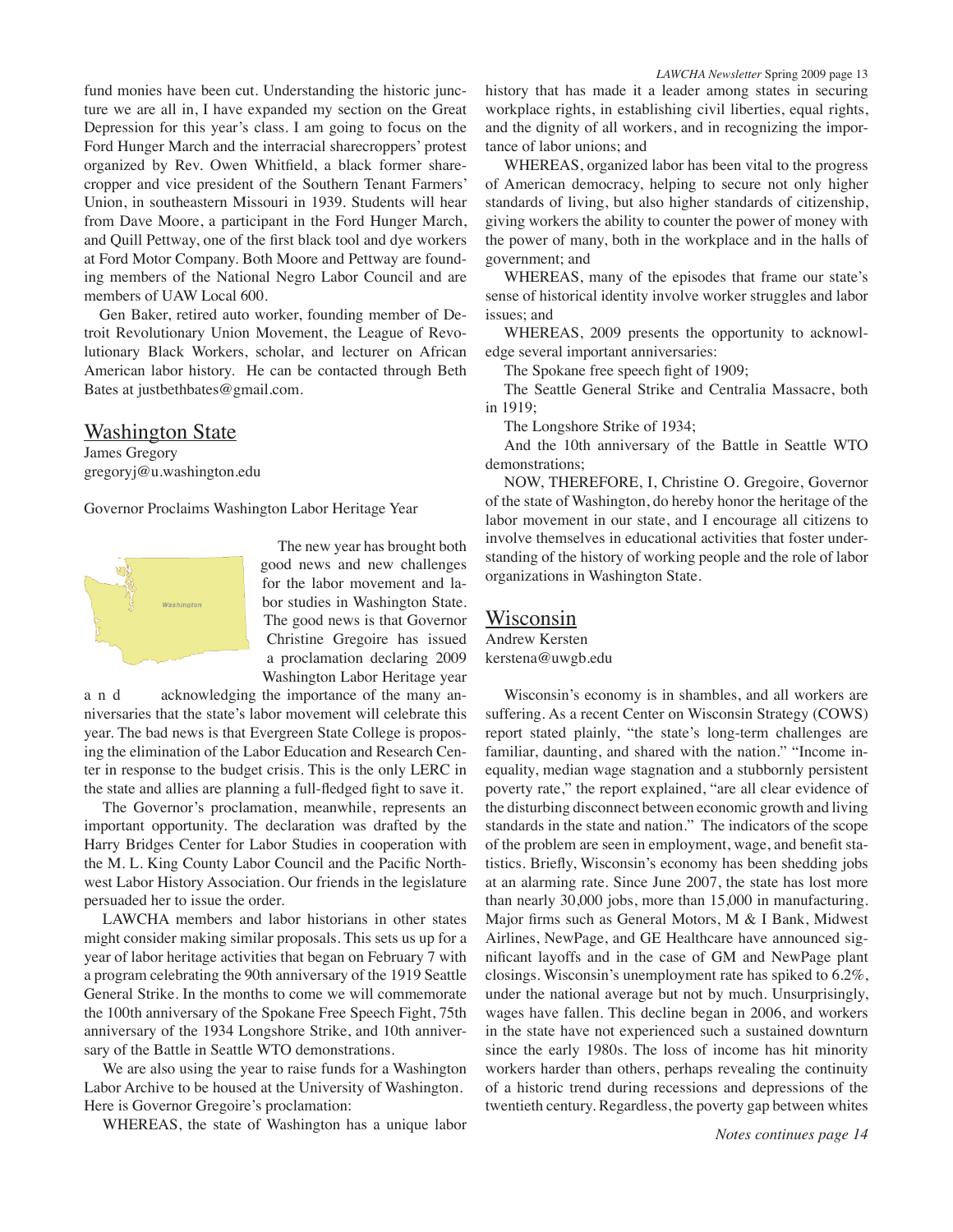fund monies have been cut. Understanding the historic juncture we are all in, I have expanded my section on the Great Depression for this year's class. I am going to focus on the Ford Hunger March and the interracial sharecroppers' protest organized by Rev. Owen Whitfield, a black former sharecropper and vice president of the Southern Tenant Farmers' Union, in southeastern Missouri in 1939. Students will hear from Dave Moore, a participant in the Ford Hunger March, and Quill Pettway, one of the first black tool and dye workers at Ford Motor Company. Both Moore and Pettway are founding members of the National Negro Labor Council and are members of UAW Local 600.

Gen Baker, retired auto worker, founding member of Detroit Revolutionary Union Movement, the League of Revolutionary Black Workers, scholar, and lecturer on African American labor history. He can be contacted through Beth Bates at justbethbates@gmail.com.

## Washington State

James Gregory
gregoryj@u.washington.edu

Governor Proclaims Washington Labor Heritage Year

The new year has brought both good news and new challenges for the labor movement and labor studies in Washington State. The good news is that Governor Christine Gregoire has issued a proclamation declaring 2009 Washington Labor Heritage year and acknowledging the importance of the many anniversaries that the state's labor movement will celebrate this year. The bad news is that Evergreen State College is proposing the elimination of the Labor Education and Research Center in response to the budget crisis. This is the only LERC in the state and allies are planning a full-fledged fight to save it.

The Governor's proclamation, meanwhile, represents an important opportunity. The declaration was drafted by the Harry Bridges Center for Labor Studies in cooperation with the M. L. King County Labor Council and the Pacific Northwest Labor History Association. Our friends in the legislature persuaded her to issue the order.

LAWCHA members and labor historians in other states might consider making similar proposals. This sets us up for a year of labor heritage activities that began on February 7 with a program celebrating the 90th anniversary of the 1919 Seattle General Strike. In the months to come we will commemorate the 100th anniversary of the Spokane Free Speech Fight, 75th anniversary of the 1934 Longshore Strike, and 10th anniversary of the Battle in Seattle WTO demonstrations.

We are also using the year to raise funds for a Washington Labor Archive to be housed at the University of Washington. Here is Governor Gregoire's proclamation:

WHEREAS, the state of Washington has a unique labor history that has made it a leader among states in securing workplace rights, in establishing civil liberties, equal rights, and the dignity of all workers, and in recognizing the importance of labor unions; and

WHEREAS, organized labor has been vital to the progress of American democracy, helping to secure not only higher standards of living, but also higher standards of citizenship, giving workers the ability to counter the power of money with the power of many, both in the workplace and in the halls of government; and

WHEREAS, many of the episodes that frame our state's sense of historical identity involve worker struggles and labor issues; and

WHEREAS, 2009 presents the opportunity to acknowledge several important anniversaries:

The Spokane free speech fight of 1909;

The Seattle General Strike and Centralia Massacre, both in 1919;

The Longshore Strike of 1934;

And the 10th anniversary of the Battle in Seattle WTO demonstrations;

NOW, THEREFORE, I, Christine O. Gregoire, Governor of the state of Washington, do hereby honor the heritage of the labor movement in our state, and I encourage all citizens to involve themselves in educational activities that foster understanding of the history of working people and the role of labor organizations in Washington State.

## Wisconsin

Andrew Kersten
kerstena@uwgb.edu

Wisconsin's economy is in shambles, and all workers are suffering. As a recent Center on Wisconsin Strategy (COWS) report stated plainly, "the state's long-term challenges are familiar, daunting, and shared with the nation." "Income inequality, median wage stagnation and a stubbornly persistent poverty rate," the report explained, "are all clear evidence of the disturbing disconnect between economic growth and living standards in the state and nation." The indicators of the scope of the problem are seen in employment, wage, and benefit statistics. Briefly, Wisconsin's economy has been shedding jobs at an alarming rate. Since June 2007, the state has lost more than nearly 30,000 jobs, more than 15,000 in manufacturing. Major firms such as General Motors, M & I Bank, Midwest Airlines, NewPage, and GE Healthcare have announced significant layoffs and in the case of GM and NewPage plant closings. Wisconsin's unemployment rate has spiked to 6.2%, under the national average but not by much. Unsurprisingly, wages have fallen. This decline began in 2006, and workers in the state have not experienced such a sustained downturn since the early 1980s. The loss of income has hit minority workers harder than others, perhaps revealing the continuity of a historic trend during recessions and depressions of the twentieth century. Regardless, the poverty gap between whites

*Notes continues page 14*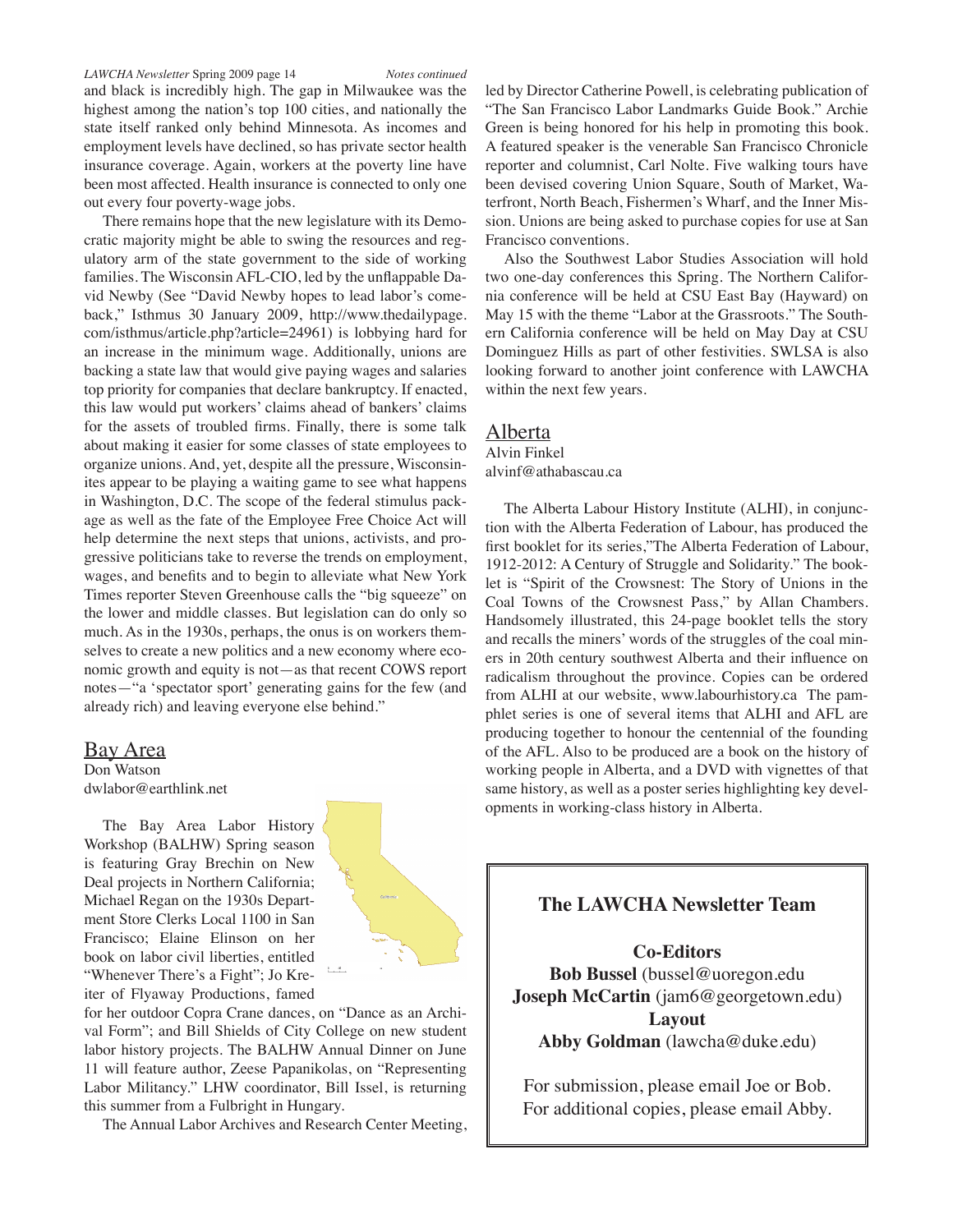and black is incredibly high. The gap in Milwaukee was the highest among the nation's top 100 cities, and nationally the state itself ranked only behind Minnesota. As incomes and employment levels have declined, so has private sector health insurance coverage. Again, workers at the poverty line have been most affected. Health insurance is connected to only one out every four poverty-wage jobs.

There remains hope that the new legislature with its Democratic majority might be able to swing the resources and regulatory arm of the state government to the side of working families. The Wisconsin AFL-CIO, led by the unflappable David Newby (See "David Newby hopes to lead labor's comeback," Isthmus 30 January 2009, http://www.thedailypage.com/isthmus/article.php?article=24961) is lobbying hard for an increase in the minimum wage. Additionally, unions are backing a state law that would give paying wages and salaries top priority for companies that declare bankruptcy. If enacted, this law would put workers' claims ahead of bankers' claims for the assets of troubled firms. Finally, there is some talk about making it easier for some classes of state employees to organize unions. And, yet, despite all the pressure, Wisconsinites appear to be playing a waiting game to see what happens in Washington, D.C. The scope of the federal stimulus package as well as the fate of the Employee Free Choice Act will help determine the next steps that unions, activists, and progressive politicians take to reverse the trends on employment, wages, and benefits and to begin to alleviate what New York Times reporter Steven Greenhouse calls the "big squeeze" on the lower and middle classes. But legislation can do only so much. As in the 1930s, perhaps, the onus is on workers themselves to create a new politics and a new economy where economic growth and equity is not—as that recent COWS report notes—"a 'spectator sport' generating gains for the few (and already rich) and leaving everyone else behind."

## Bay Area

Don Watson
dwlabor@earthlink.net

The Bay Area Labor History Workshop (BALHW) Spring season is featuring Gray Brechin on New Deal projects in Northern California; Michael Regan on the 1930s Department Store Clerks Local 1100 in San Francisco; Elaine Elinson on her book on labor civil liberties, entitled "Whenever There's a Fight"; Jo Kreiter of Flyaway Productions, famed for her outdoor Copra Crane dances, on "Dance as an Archival Form"; and Bill Shields of City College on new student labor history projects. The BALHW Annual Dinner on June 11 will feature author, Zeese Papanikolas, on "Representing Labor Militancy." LHW coordinator, Bill Issel, is returning this summer from a Fulbright in Hungary.

The Annual Labor Archives and Research Center Meeting, led by Director Catherine Powell, is celebrating publication of "The San Francisco Labor Landmarks Guide Book." Archie Green is being honored for his help in promoting this book. A featured speaker is the venerable San Francisco Chronicle reporter and columnist, Carl Nolte. Five walking tours have been devised covering Union Square, South of Market, Waterfront, North Beach, Fishermen's Wharf, and the Inner Mission. Unions are being asked to purchase copies for use at San Francisco conventions.

Also the Southwest Labor Studies Association will hold two one-day conferences this Spring. The Northern California conference will be held at CSU East Bay (Hayward) on May 15 with the theme "Labor at the Grassroots." The Southern California conference will be held on May Day at CSU Dominguez Hills as part of other festivities. SWLSA is also looking forward to another joint conference with LAWCHA within the next few years.

## Alberta

Alvin Finkel
alvinf@athabascau.ca

The Alberta Labour History Institute (ALHI), in conjunction with the Alberta Federation of Labour, has produced the first booklet for its series,"The Alberta Federation of Labour, 1912-2012: A Century of Struggle and Solidarity." The booklet is "Spirit of the Crowsnest: The Story of Unions in the Coal Towns of the Crowsnest Pass," by Allan Chambers. Handsomely illustrated, this 24-page booklet tells the story and recalls the miners' words of the struggles of the coal miners in 20th century southwest Alberta and their influence on radicalism throughout the province. Copies can be ordered from ALHI at our website, www.labourhistory.ca The pamphlet series is one of several items that ALHI and AFL are producing together to honour the centennial of the founding of the AFL. Also to be produced are a book on the history of working people in Alberta, and a DVD with vignettes of that same history, as well as a poster series highlighting key developments in working-class history in Alberta.

### The LAWCHA Newsletter Team

**Co-Editors**
**Bob Bussel** (bussel@uoregon.edu
**Joseph McCartin** (jam6@georgetown.edu)
**Layout**
**Abby Goldman** (lawcha@duke.edu)

For submission, please email Joe or Bob.
For additional copies, please email Abby.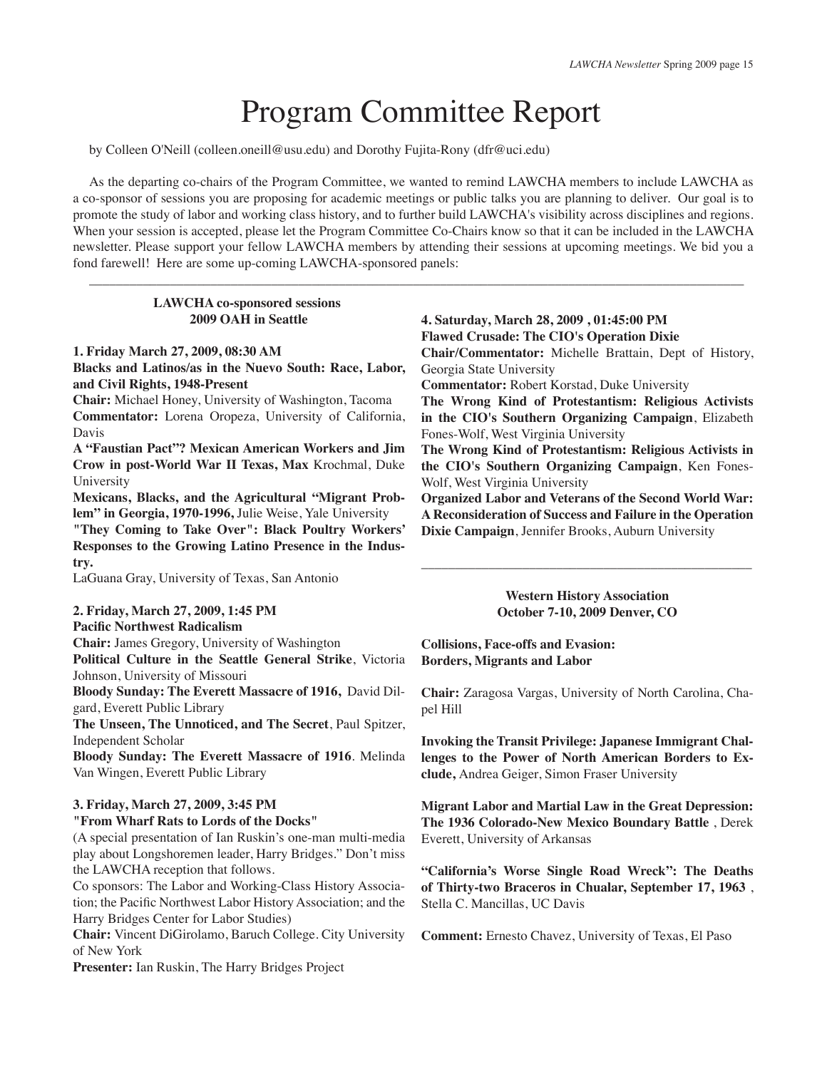# Program Committee Report

by Colleen O'Neill (colleen.oneill@usu.edu) and Dorothy Fujita-Rony (dfr@uci.edu)

As the departing co-chairs of the Program Committee, we wanted to remind LAWCHA members to include LAWCHA as a co-sponsor of sessions you are proposing for academic meetings or public talks you are planning to deliver. Our goal is to promote the study of labor and working class history, and to further build LAWCHA's visibility across disciplines and regions. When your session is accepted, please let the Program Committee Co-Chairs know so that it can be included in the LAWCHA newsletter. Please support your fellow LAWCHA members by attending their sessions at upcoming meetings. We bid you a fond farewell! Here are some up-coming LAWCHA-sponsored panels:

---

### LAWCHA co-sponsored sessions 2009 OAH in Seattle

**1. Friday March 27, 2009, 08:30 AM**
**Blacks and Latinos/as in the Nuevo South: Race, Labor, and Civil Rights, 1948-Present**
**Chair:** Michael Honey, University of Washington, Tacoma
**Commentator:** Lorena Oropeza, University of California, Davis
**A "Faustian Pact"? Mexican American Workers and Jim Crow in post-World War II Texas, Max** Krochmal, Duke University
**Mexicans, Blacks, and the Agricultural "Migrant Problem" in Georgia, 1970-1996,** Julie Weise, Yale University
**"They Coming to Take Over": Black Poultry Workers' Responses to the Growing Latino Presence in the Industry.**
LaGuana Gray, University of Texas, San Antonio

**2. Friday, March 27, 2009, 1:45 PM**
**Pacific Northwest Radicalism**
**Chair:** James Gregory, University of Washington
**Political Culture in the Seattle General Strike**, Victoria Johnson, University of Missouri
**Bloody Sunday: The Everett Massacre of 1916,** David Dilgard, Everett Public Library
**The Unseen, The Unnoticed, and The Secret**, Paul Spitzer, Independent Scholar
**Bloody Sunday: The Everett Massacre of 1916**. Melinda Van Wingen, Everett Public Library

**3. Friday, March 27, 2009, 3:45 PM**
**"From Wharf Rats to Lords of the Docks"**
(A special presentation of Ian Ruskin's one-man multi-media play about Longshoremen leader, Harry Bridges." Don't miss the LAWCHA reception that follows.
Co sponsors: The Labor and Working-Class History Association; the Pacific Northwest Labor History Association; and the Harry Bridges Center for Labor Studies)
**Chair:** Vincent DiGirolamo, Baruch College. City University of New York
**Presenter:** Ian Ruskin, The Harry Bridges Project

**4. Saturday, March 28, 2009 , 01:45:00 PM**
**Flawed Crusade: The CIO's Operation Dixie**
**Chair/Commentator:** Michelle Brattain, Dept of History, Georgia State University
**Commentator:** Robert Korstad, Duke University
**The Wrong Kind of Protestantism: Religious Activists in the CIO's Southern Organizing Campaign**, Elizabeth Fones-Wolf, West Virginia University
**The Wrong Kind of Protestantism: Religious Activists in the CIO's Southern Organizing Campaign**, Ken Fones-Wolf, West Virginia University
**Organized Labor and Veterans of the Second World War: A Reconsideration of Success and Failure in the Operation Dixie Campaign**, Jennifer Brooks, Auburn University

---

### Western History Association October 7-10, 2009 Denver, CO

**Collisions, Face-offs and Evasion: Borders, Migrants and Labor**

**Chair:** Zaragosa Vargas, University of North Carolina, Chapel Hill

**Invoking the Transit Privilege: Japanese Immigrant Challenges to the Power of North American Borders to Exclude,** Andrea Geiger, Simon Fraser University

**Migrant Labor and Martial Law in the Great Depression: The 1936 Colorado-New Mexico Boundary Battle** , Derek Everett, University of Arkansas

**"California's Worse Single Road Wreck": The Deaths of Thirty-two Braceros in Chualar, September 17, 1963** , Stella C. Mancillas, UC Davis

**Comment:** Ernesto Chavez, University of Texas, El Paso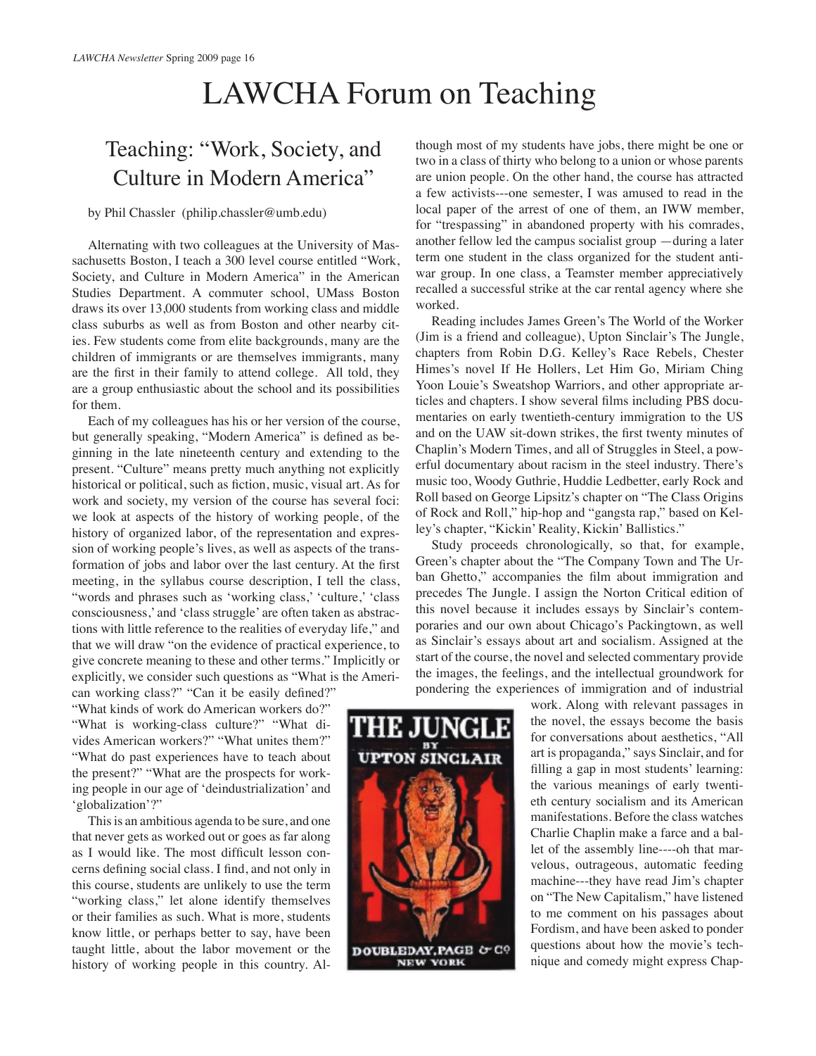# LAWCHA Forum on Teaching

## Teaching: "Work, Society, and Culture in Modern America"

by Phil Chassler (philip.chassler@umb.edu)

Alternating with two colleagues at the University of Massachusetts Boston, I teach a 300 level course entitled "Work, Society, and Culture in Modern America" in the American Studies Department. A commuter school, UMass Boston draws its over 13,000 students from working class and middle class suburbs as well as from Boston and other nearby cities. Few students come from elite backgrounds, many are the children of immigrants or are themselves immigrants, many are the first in their family to attend college. All told, they are a group enthusiastic about the school and its possibilities for them.

Each of my colleagues has his or her version of the course, but generally speaking, "Modern America" is defined as beginning in the late nineteenth century and extending to the present. "Culture" means pretty much anything not explicitly historical or political, such as fiction, music, visual art. As for work and society, my version of the course has several foci: we look at aspects of the history of working people, of the history of organized labor, of the representation and expression of working people's lives, as well as aspects of the transformation of jobs and labor over the last century. At the first meeting, in the syllabus course description, I tell the class, "words and phrases such as 'working class,' 'culture,' 'class consciousness,' and 'class struggle' are often taken as abstractions with little reference to the realities of everyday life," and that we will draw "on the evidence of practical experience, to give concrete meaning to these and other terms." Implicitly or explicitly, we consider such questions as "What is the American working class?" "Can it be easily defined?" "What kinds of work do American workers do?" "What is working-class culture?" "What divides American workers?" "What unites them?" "What do past experiences have to teach about the present?" "What are the prospects for working people in our age of 'deindustrialization' and 'globalization'?"

This is an ambitious agenda to be sure, and one that never gets as worked out or goes as far along as I would like. The most difficult lesson concerns defining social class. I find, and not only in this course, students are unlikely to use the term "working class," let alone identify themselves or their families as such. What is more, students know little, or perhaps better to say, have been taught little, about the labor movement or the history of working people in this country. Although most of my students have jobs, there might be one or two in a class of thirty who belong to a union or whose parents are union people. On the other hand, the course has attracted a few activists---one semester, I was amused to read in the local paper of the arrest of one of them, an IWW member, for "trespassing" in abandoned property with his comrades, another fellow led the campus socialist group —during a later term one student in the class organized for the student antiwar group. In one class, a Teamster member appreciatively recalled a successful strike at the car rental agency where she worked.

Reading includes James Green's The World of the Worker (Jim is a friend and colleague), Upton Sinclair's The Jungle, chapters from Robin D.G. Kelley's Race Rebels, Chester Himes's novel If He Hollers, Let Him Go, Miriam Ching Yoon Louie's Sweatshop Warriors, and other appropriate articles and chapters. I show several films including PBS documentaries on early twentieth-century immigration to the US and on the UAW sit-down strikes, the first twenty minutes of Chaplin's Modern Times, and all of Struggles in Steel, a powerful documentary about racism in the steel industry. There's music too, Woody Guthrie, Huddie Ledbetter, early Rock and Roll based on George Lipsitz's chapter on "The Class Origins of Rock and Roll," hip-hop and "gangsta rap," based on Kelley's chapter, "Kickin' Reality, Kickin' Ballistics."

Study proceeds chronologically, so that, for example, Green's chapter about the "The Company Town and The Urban Ghetto," accompanies the film about immigration and precedes The Jungle. I assign the Norton Critical edition of this novel because it includes essays by Sinclair's contemporaries and our own about Chicago's Packingtown, as well as Sinclair's essays about art and socialism. Assigned at the start of the course, the novel and selected commentary provide the images, the feelings, and the intellectual groundwork for pondering the experiences of immigration and of industrial work. Along with relevant passages in the novel, the essays become the basis for conversations about aesthetics, "All art is propaganda," says Sinclair, and for filling a gap in most students' learning: the various meanings of early twentieth century socialism and its American manifestations. Before the class watches Charlie Chaplin make a farce and a ballet of the assembly line----oh that marvelous, outrageous, automatic feeding machine---they have read Jim's chapter on "The New Capitalism," have listened to me comment on his passages about Fordism, and have been asked to ponder questions about how the movie's technique and comedy might express Chap-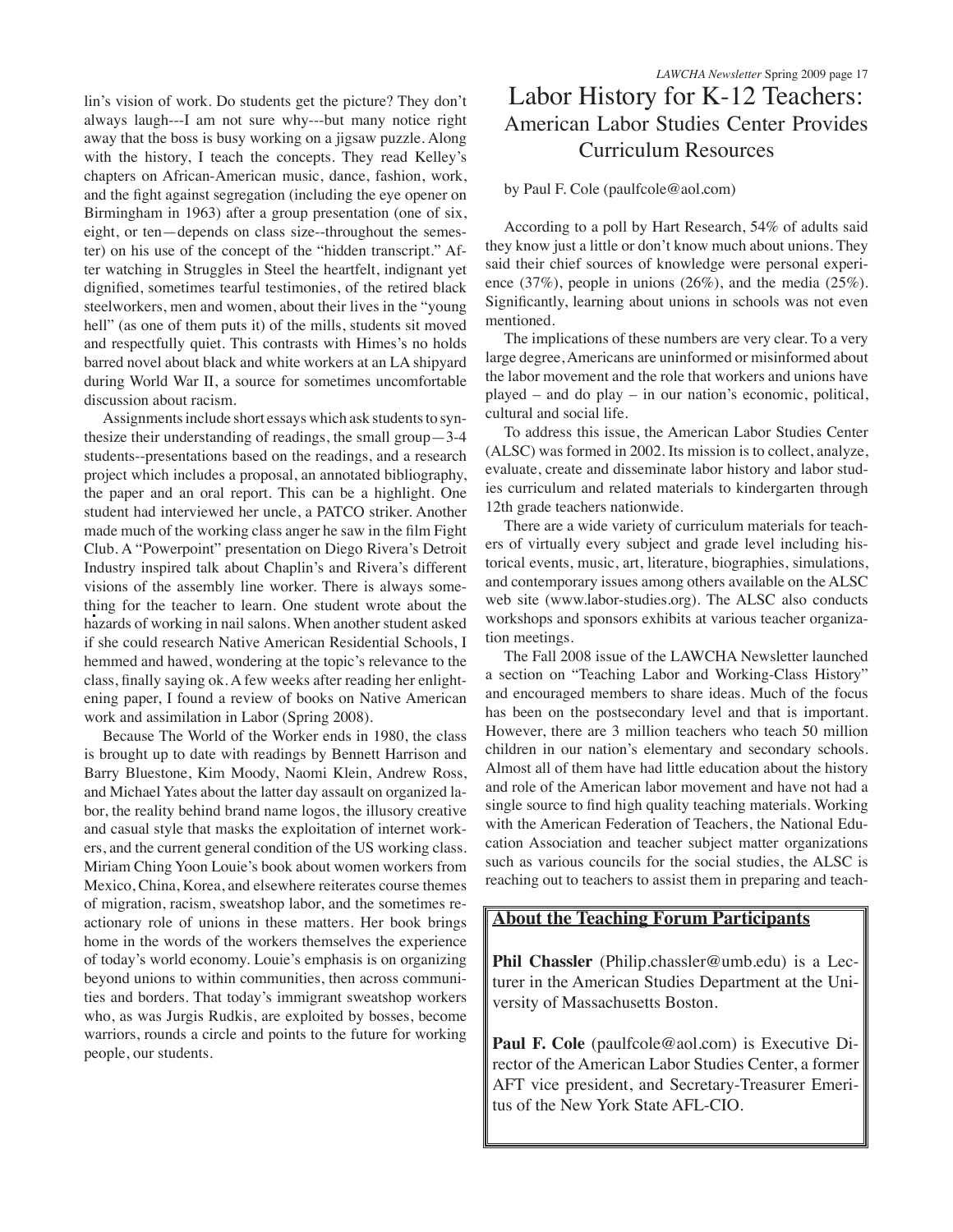lin's vision of work. Do students get the picture? They don't always laugh---I am not sure why---but many notice right away that the boss is busy working on a jigsaw puzzle. Along with the history, I teach the concepts. They read Kelley's chapters on African-American music, dance, fashion, work, and the fight against segregation (including the eye opener on Birmingham in 1963) after a group presentation (one of six, eight, or ten—depends on class size--throughout the semester) on his use of the concept of the "hidden transcript." After watching in Struggles in Steel the heartfelt, indignant yet dignified, sometimes tearful testimonies, of the retired black steelworkers, men and women, about their lives in the "young hell" (as one of them puts it) of the mills, students sit moved and respectfully quiet. This contrasts with Himes's no holds barred novel about black and white workers at an LA shipyard during World War II, a source for sometimes uncomfortable discussion about racism.

Assignments include short essays which ask students to synthesize their understanding of readings, the small group—3-4 students--presentations based on the readings, and a research project which includes a proposal, an annotated bibliography, the paper and an oral report. This can be a highlight. One student had interviewed her uncle, a PATCO striker. Another made much of the working class anger he saw in the film Fight Club. A "Powerpoint" presentation on Diego Rivera's Detroit Industry inspired talk about Chaplin's and Rivera's different visions of the assembly line worker. There is always something for the teacher to learn. One student wrote about the hazards of working in nail salons. When another student asked if she could research Native American Residential Schools, I hemmed and hawed, wondering at the topic's relevance to the class, finally saying ok. A few weeks after reading her enlightening paper, I found a review of books on Native American work and assimilation in Labor (Spring 2008).

Because The World of the Worker ends in 1980, the class is brought up to date with readings by Bennett Harrison and Barry Bluestone, Kim Moody, Naomi Klein, Andrew Ross, and Michael Yates about the latter day assault on organized labor, the reality behind brand name logos, the illusory creative and casual style that masks the exploitation of internet workers, and the current general condition of the US working class. Miriam Ching Yoon Louie's book about women workers from Mexico, China, Korea, and elsewhere reiterates course themes of migration, racism, sweatshop labor, and the sometimes reactionary role of unions in these matters. Her book brings home in the words of the workers themselves the experience of today's world economy. Louie's emphasis is on organizing beyond unions to within communities, then across communities and borders. That today's immigrant sweatshop workers who, as was Jurgis Rudkis, are exploited by bosses, become warriors, rounds a circle and points to the future for working people, our students.

# Labor History for K-12 Teachers:
## American Labor Studies Center Provides Curriculum Resources

by Paul F. Cole (paulfcole@aol.com)

According to a poll by Hart Research, 54% of adults said they know just a little or don't know much about unions. They said their chief sources of knowledge were personal experience (37%), people in unions (26%), and the media (25%). Significantly, learning about unions in schools was not even mentioned.

The implications of these numbers are very clear. To a very large degree, Americans are uninformed or misinformed about the labor movement and the role that workers and unions have played – and do play – in our nation's economic, political, cultural and social life.

To address this issue, the American Labor Studies Center (ALSC) was formed in 2002. Its mission is to collect, analyze, evaluate, create and disseminate labor history and labor studies curriculum and related materials to kindergarten through 12th grade teachers nationwide.

There are a wide variety of curriculum materials for teachers of virtually every subject and grade level including historical events, music, art, literature, biographies, simulations, and contemporary issues among others available on the ALSC web site (www.labor-studies.org). The ALSC also conducts workshops and sponsors exhibits at various teacher organization meetings.

The Fall 2008 issue of the LAWCHA Newsletter launched a section on "Teaching Labor and Working-Class History" and encouraged members to share ideas. Much of the focus has been on the postsecondary level and that is important. However, there are 3 million teachers who teach 50 million children in our nation's elementary and secondary schools. Almost all of them have had little education about the history and role of the American labor movement and have not had a single source to find high quality teaching materials. Working with the American Federation of Teachers, the National Education Association and teacher subject matter organizations such as various councils for the social studies, the ALSC is reaching out to teachers to assist them in preparing and teach-

**About the Teaching Forum Participants**

**Phil Chassler** (Philip.chassler@umb.edu) is a Lecturer in the American Studies Department at the University of Massachusetts Boston.

**Paul F. Cole** (paulfcole@aol.com) is Executive Director of the American Labor Studies Center, a former AFT vice president, and Secretary-Treasurer Emeritus of the New York State AFL-CIO.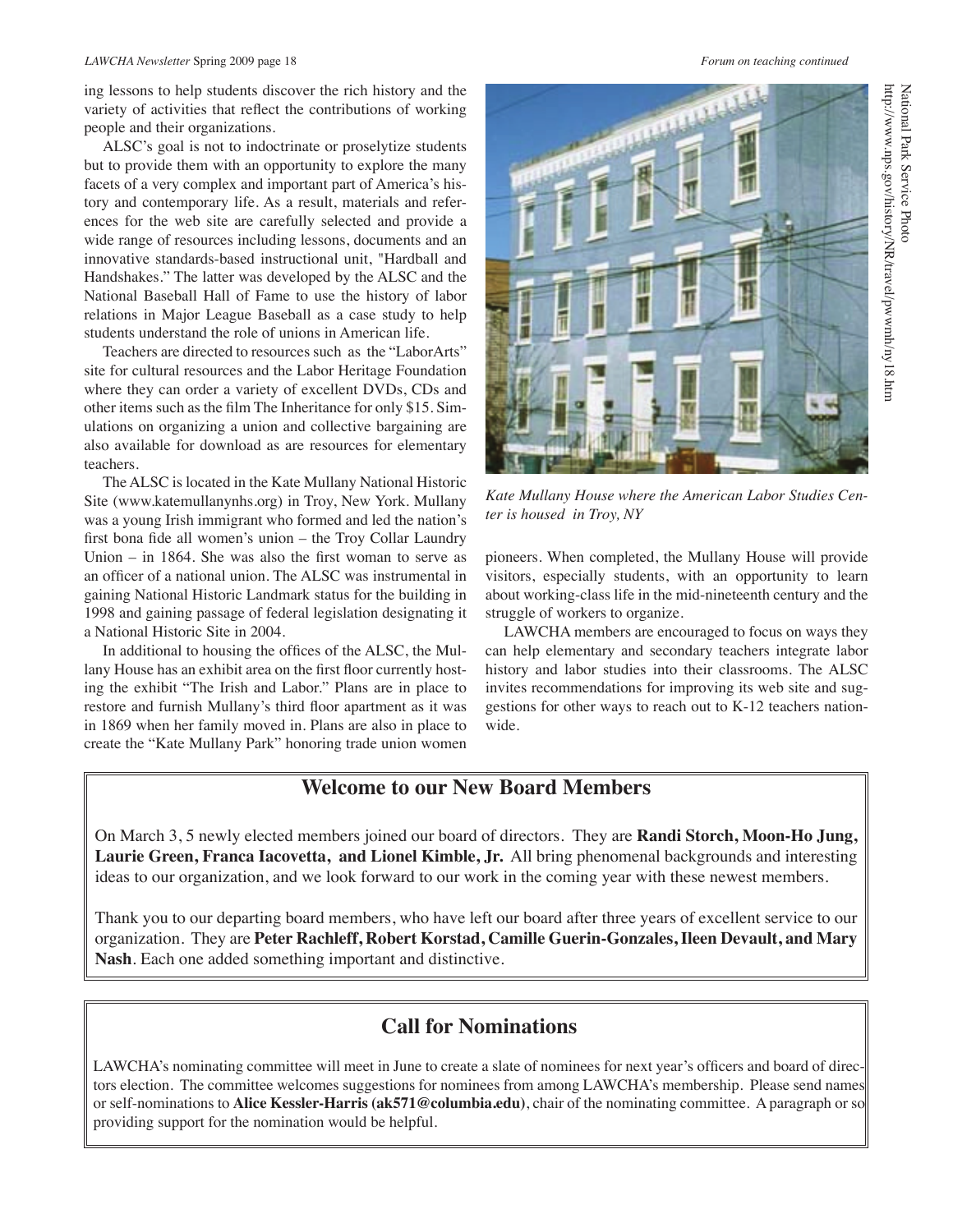ing lessons to help students discover the rich history and the variety of activities that reflect the contributions of working people and their organizations.

ALSC's goal is not to indoctrinate or proselytize students but to provide them with an opportunity to explore the many facets of a very complex and important part of America's history and contemporary life. As a result, materials and references for the web site are carefully selected and provide a wide range of resources including lessons, documents and an innovative standards-based instructional unit, "Hardball and Handshakes." The latter was developed by the ALSC and the National Baseball Hall of Fame to use the history of labor relations in Major League Baseball as a case study to help students understand the role of unions in American life.

Teachers are directed to resources such as the "LaborArts" site for cultural resources and the Labor Heritage Foundation where they can order a variety of excellent DVDs, CDs and other items such as the film The Inheritance for only $15. Simulations on organizing a union and collective bargaining are also available for download as are resources for elementary teachers.

The ALSC is located in the Kate Mullany National Historic Site (www.katemullanynhs.org) in Troy, New York. Mullany was a young Irish immigrant who formed and led the nation's first bona fide all women's union – the Troy Collar Laundry Union – in 1864. She was also the first woman to serve as an officer of a national union. The ALSC was instrumental in gaining National Historic Landmark status for the building in 1998 and gaining passage of federal legislation designating it a National Historic Site in 2004.

In additional to housing the offices of the ALSC, the Mullany House has an exhibit area on the first floor currently hosting the exhibit "The Irish and Labor." Plans are in place to restore and furnish Mullany's third floor apartment as it was in 1869 when her family moved in. Plans are also in place to create the "Kate Mullany Park" honoring trade union women pioneers. When completed, the Mullany House will provide visitors, especially students, with an opportunity to learn about working-class life in the mid-nineteenth century and the struggle of workers to organize.

National Park Service Photo
http://www.nps.gov/history/NR/travel/pwwmh/ny18.htm

*Kate Mullany House where the American Labor Studies Center is housed in Troy, NY*

LAWCHA members are encouraged to focus on ways they can help elementary and secondary teachers integrate labor history and labor studies into their classrooms. The ALSC invites recommendations for improving its web site and suggestions for other ways to reach out to K-12 teachers nationwide.

## Welcome to our New Board Members

On March 3, 5 newly elected members joined our board of directors. They are **Randi Storch, Moon-Ho Jung, Laurie Green, Franca Iacovetta, and Lionel Kimble, Jr.** All bring phenomenal backgrounds and interesting ideas to our organization, and we look forward to our work in the coming year with these newest members.

Thank you to our departing board members, who have left our board after three years of excellent service to our organization. They are **Peter Rachleff, Robert Korstad, Camille Guerin-Gonzales, Ileen Devault, and Mary Nash**. Each one added something important and distinctive.

## Call for Nominations

LAWCHA's nominating committee will meet in June to create a slate of nominees for next year's officers and board of directors election. The committee welcomes suggestions for nominees from among LAWCHA's membership. Please send names or self-nominations to **Alice Kessler-Harris (ak571@columbia.edu)**, chair of the nominating committee. A paragraph or so providing support for the nomination would be helpful.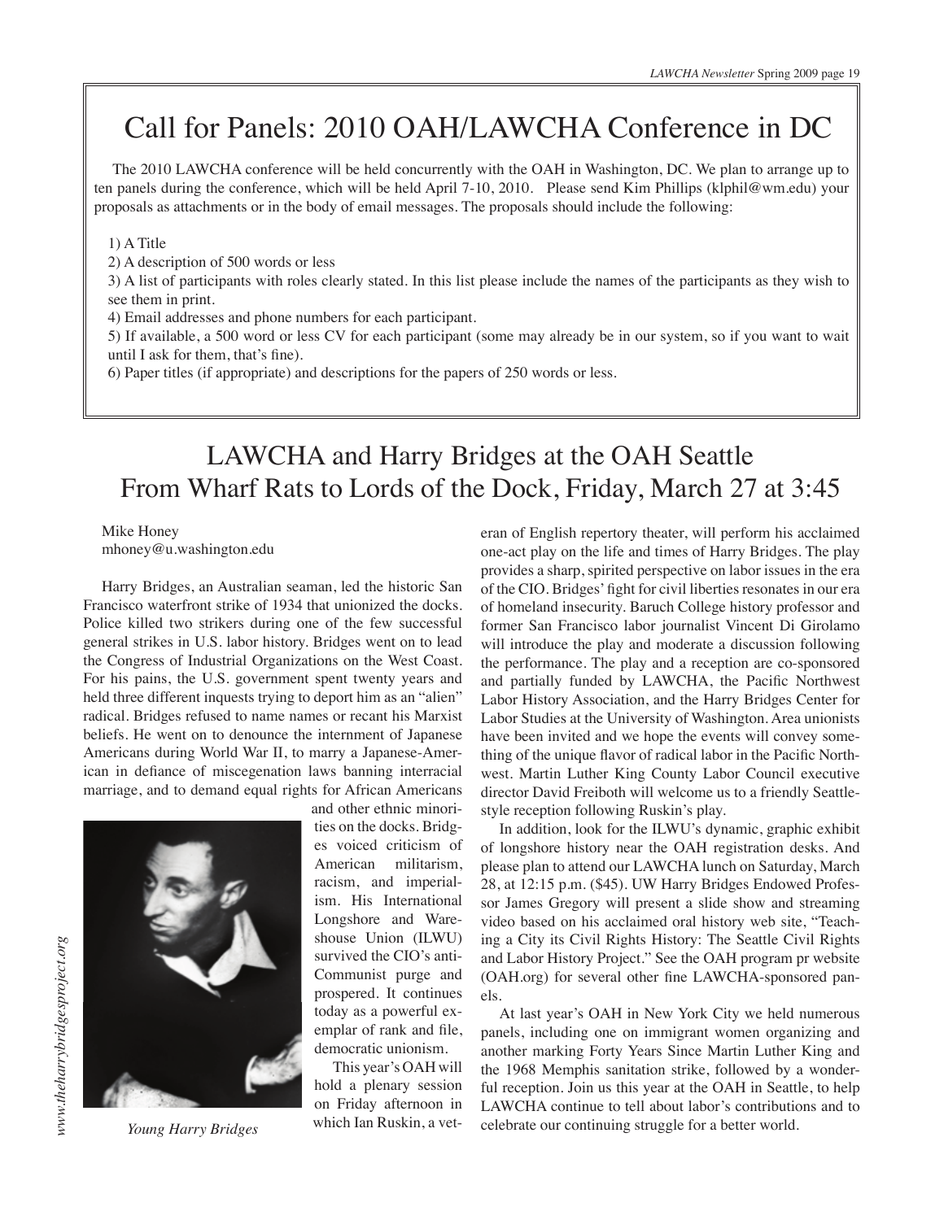# Call for Panels: 2010 OAH/LAWCHA Conference in DC

The 2010 LAWCHA conference will be held concurrently with the OAH in Washington, DC. We plan to arrange up to ten panels during the conference, which will be held April 7-10, 2010. Please send Kim Phillips (klphil@wm.edu) your proposals as attachments or in the body of email messages. The proposals should include the following:

1) A Title
2) A description of 500 words or less
3) A list of participants with roles clearly stated. In this list please include the names of the participants as they wish to see them in print.
4) Email addresses and phone numbers for each participant.
5) If available, a 500 word or less CV for each participant (some may already be in our system, so if you want to wait until I ask for them, that's fine).
6) Paper titles (if appropriate) and descriptions for the papers of 250 words or less.

# LAWCHA and Harry Bridges at the OAH Seattle
## From Wharf Rats to Lords of the Dock, Friday, March 27 at 3:45

Mike Honey
mhoney@u.washington.edu

Harry Bridges, an Australian seaman, led the historic San Francisco waterfront strike of 1934 that unionized the docks. Police killed two strikers during one of the few successful general strikes in U.S. labor history. Bridges went on to lead the Congress of Industrial Organizations on the West Coast. For his pains, the U.S. government spent twenty years and held three different inquests trying to deport him as an "alien" radical. Bridges refused to name names or recant his Marxist beliefs. He went on to denounce the internment of Japanese Americans during World War II, to marry a Japanese-American in defiance of miscegenation laws banning interracial marriage, and to demand equal rights for African Americans and other ethnic minorities on the docks. Bridges voiced criticism of American militarism, racism, and imperialism. His International Longshore and Warehouse Union (ILWU) survived the CIO's anti-Communist purge and prospered. It continues today as a powerful exemplar of rank and file, democratic unionism.

*Young Harry Bridges*

*www.theharrybridgesproject.org*

This year's OAH will hold a plenary session on Friday afternoon in which Ian Ruskin, a veteran of English repertory theater, will perform his acclaimed one-act play on the life and times of Harry Bridges. The play provides a sharp, spirited perspective on labor issues in the era of the CIO. Bridges' fight for civil liberties resonates in our era of homeland insecurity. Baruch College history professor and former San Francisco labor journalist Vincent Di Girolamo will introduce the play and moderate a discussion following the performance. The play and a reception are co-sponsored and partially funded by LAWCHA, the Pacific Northwest Labor History Association, and the Harry Bridges Center for Labor Studies at the University of Washington. Area unionists have been invited and we hope the events will convey something of the unique flavor of radical labor in the Pacific Northwest. Martin Luther King County Labor Council executive director David Freiboth will welcome us to a friendly Seattle-style reception following Ruskin's play.

In addition, look for the ILWU's dynamic, graphic exhibit of longshore history near the OAH registration desks. And please plan to attend our LAWCHA lunch on Saturday, March 28, at 12:15 p.m. ($45). UW Harry Bridges Endowed Professor James Gregory will present a slide show and streaming video based on his acclaimed oral history web site, "Teaching a City its Civil Rights History: The Seattle Civil Rights and Labor History Project." See the OAH program pr website (OAH.org) for several other fine LAWCHA-sponsored panels.

At last year's OAH in New York City we held numerous panels, including one on immigrant women organizing and another marking Forty Years Since Martin Luther King and the 1968 Memphis sanitation strike, followed by a wonderful reception. Join us this year at the OAH in Seattle, to help LAWCHA continue to tell about labor's contributions and to celebrate our continuing struggle for a better world.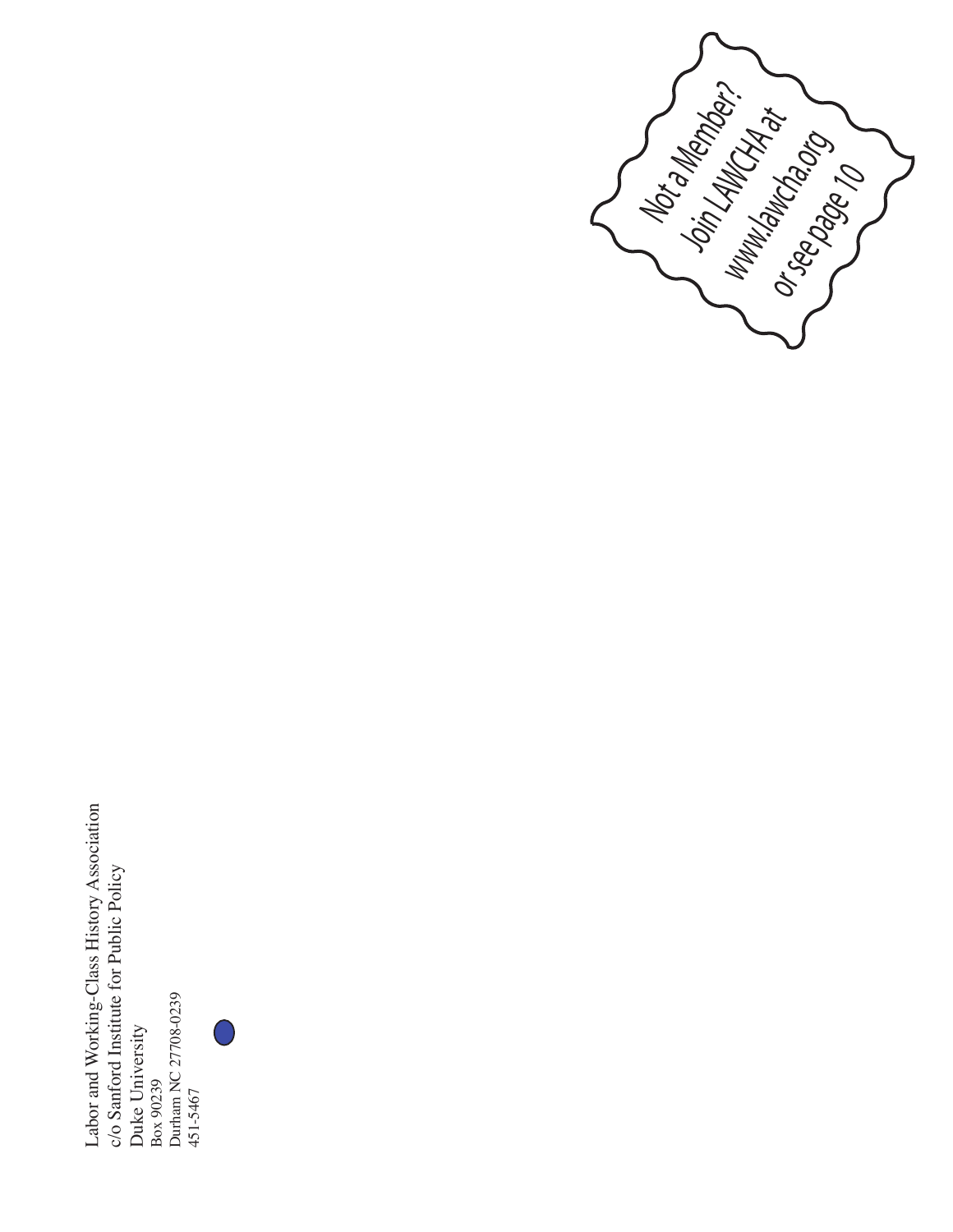Labor and Working-Class History Association
c/o Sanford Institute for Public Policy
Duke University
Box 90239
Durham NC 27708-0239
451-5467

Not a Member?
Join LAWCHA at
www.lawcha.org
or see page 10